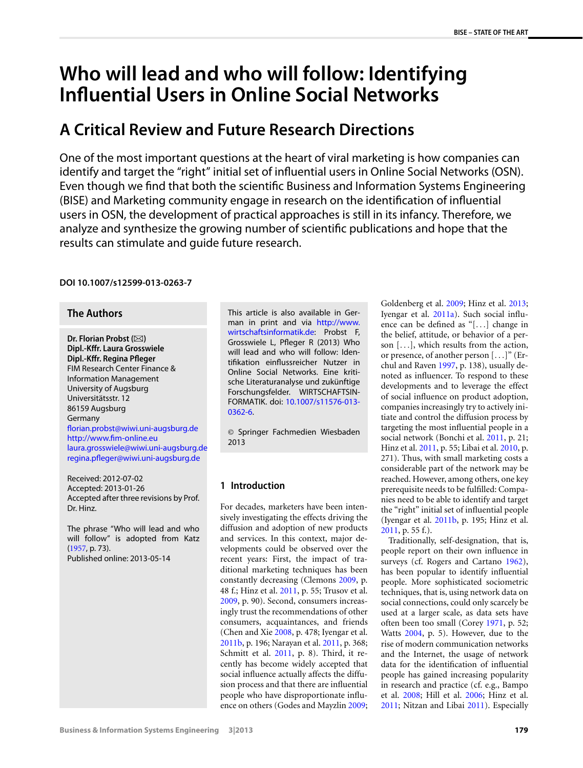# Who will lead and who will follow: Identifying Influential Users in Online Social Networks

## A Critical Review and Future Research Directions

One of the most important questions at the heart of viral marketing is how companies can identify and target the "right" initial set of influential users in Online Social Networks (OSN). Even though we find that both the scientific Business and Information Systems Engineering (BISE) and Marketing community engage in research on the identification of influential users in OSN, the development of practical approaches is still in its infancy. Therefore, we analyze and synthesize the growing number of scientific publications and hope that the results can stimulate and guide future research.

**DOI 10.1007/s12599-013-0263-7**

### The Authors

**Dr. Florian Probst** (✉)
**Dipl.-Kffr. Laura Grosswiele**
**Dipl.-Kffr. Regina Pfleger**
FIM Research Center Finance & Information Management
University of Augsburg
Universitätsstr. 12
86159 Augsburg
Germany
florian.probst@wiwi.uni-augsburg.de
http://www.fim-online.eu
laura.grosswiele@wiwi.uni-augsburg.de
regina.pfleger@wiwi.uni-augsburg.de

Received: 2012-07-02
Accepted: 2013-01-26
Accepted after three revisions by Prof. Dr. Hinz.

The phrase "Who will lead and who will follow" is adopted from Katz (1957, p. 73).
Published online: 2013-05-14

This article is also available in German in print and via http://www.wirtschaftsinformatik.de: Probst F, Grosswiele L, Pfleger R (2013) Who will lead and who will follow: Identifikation einflussreicher Nutzer in Online Social Networks. Eine kritische Literaturanalyse und zukünftige Forschungsfelder. WIRTSCHAFTSINFORMATIK. doi: 10.1007/s11576-013-0362-6.

© Springer Fachmedien Wiesbaden 2013

## 1 Introduction

For decades, marketers have been intensively investigating the effects driving the diffusion and adoption of new products and services. In this context, major developments could be observed over the recent years: First, the impact of traditional marketing techniques has been constantly decreasing (Clemons 2009, p. 48 f.; Hinz et al. 2011, p. 55; Trusov et al. 2009, p. 90). Second, consumers increasingly trust the recommendations of other consumers, acquaintances, and friends (Chen and Xie 2008, p. 478; Iyengar et al. 2011b, p. 196; Narayan et al. 2011, p. 368; Schmitt et al. 2011, p. 8). Third, it recently has become widely accepted that social influence actually affects the diffusion process and that there are influential people who have disproportionate influence on others (Godes and Mayzlin 2009; Goldenberg et al. 2009; Hinz et al. 2013; Iyengar et al. 2011a). Such social influence can be defined as "[...] change in the belief, attitude, or behavior of a person [...], which results from the action, or presence, of another person [...]" (Erchul and Raven 1997, p. 138), usually denoted as influencer. To respond to these developments and to leverage the effect of social influence on product adoption, companies increasingly try to actively initiate and control the diffusion process by targeting the most influential people in a social network (Bonchi et al. 2011, p. 21; Hinz et al. 2011, p. 55; Libai et al. 2010, p. 271). Thus, with small marketing costs a considerable part of the network may be reached. However, among others, one key prerequisite needs to be fulfilled: Companies need to be able to identify and target the "right" initial set of influential people (Iyengar et al. 2011b, p. 195; Hinz et al. 2011, p. 55 f.).

Traditionally, self-designation, that is, people report on their own influence in surveys (cf. Rogers and Cartano 1962), has been popular to identify influential people. More sophisticated sociometric techniques, that is, using network data on social connections, could only scarcely be used at a larger scale, as data sets have often been too small (Corey 1971, p. 52; Watts 2004, p. 5). However, due to the rise of modern communication networks and the Internet, the usage of network data for the identification of influential people has gained increasing popularity in research and practice (cf. e.g., Bampo et al. 2008; Hill et al. 2006; Hinz et al. 2011; Nitzan and Libai 2011). Especially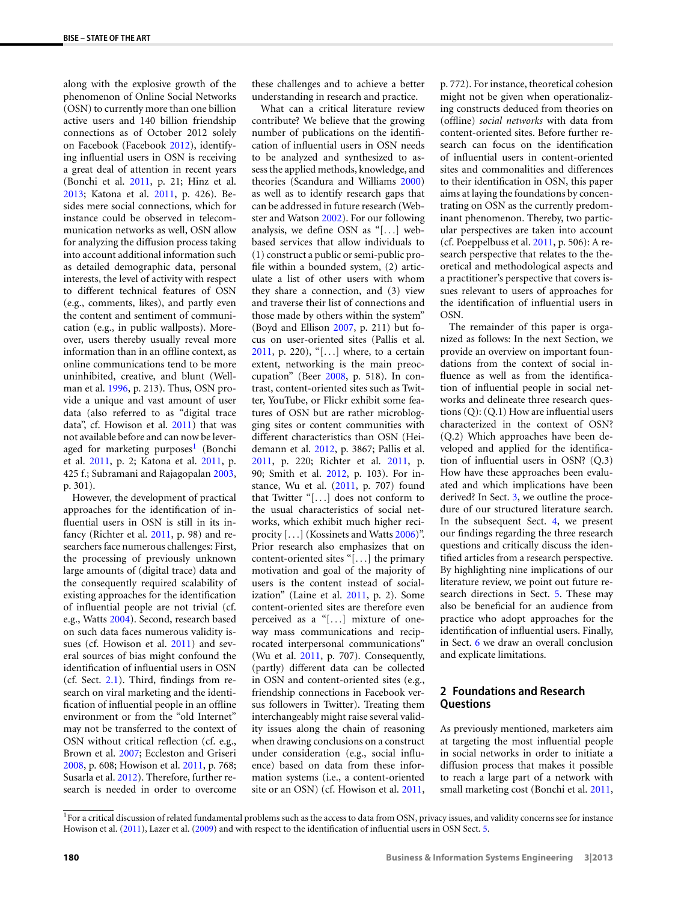along with the explosive growth of the phenomenon of Online Social Networks (OSN) to currently more than one billion active users and 140 billion friendship connections as of October 2012 solely on Facebook (Facebook 2012), identifying influential users in OSN is receiving a great deal of attention in recent years (Bonchi et al. 2011, p. 21; Hinz et al. 2013; Katona et al. 2011, p. 426). Besides mere social connections, which for instance could be observed in telecommunication networks as well, OSN allow for analyzing the diffusion process taking into account additional information such as detailed demographic data, personal interests, the level of activity with respect to different technical features of OSN (e.g., comments, likes), and partly even the content and sentiment of communication (e.g., in public wallposts). Moreover, users thereby usually reveal more information than in an offline context, as online communications tend to be more uninhibited, creative, and blunt (Wellman et al. 1996, p. 213). Thus, OSN provide a unique and vast amount of user data (also referred to as "digital trace data", cf. Howison et al. 2011) that was not available before and can now be leveraged for marketing purposes[1] (Bonchi et al. 2011, p. 2; Katona et al. 2011, p. 425 f.; Subramani and Rajagopalan 2003, p. 301).

However, the development of practical approaches for the identification of influential users in OSN is still in its infancy (Richter et al. 2011, p. 98) and researchers face numerous challenges: First, the processing of previously unknown large amounts of (digital trace) data and the consequently required scalability of existing approaches for the identification of influential people are not trivial (cf. e.g., Watts 2004). Second, research based on such data faces numerous validity issues (cf. Howison et al. 2011) and several sources of bias might confound the identification of influential users in OSN (cf. Sect. 2.1). Third, findings from research on viral marketing and the identification of influential people in an offline environment or from the "old Internet" may not be transferred to the context of OSN without critical reflection (cf. e.g., Brown et al. 2007; Eccleston and Griseri 2008, p. 608; Howison et al. 2011, p. 768; Susarla et al. 2012). Therefore, further research is needed in order to overcome these challenges and to achieve a better understanding in research and practice.

What can a critical literature review contribute? We believe that the growing number of publications on the identification of influential users in OSN needs to be analyzed and synthesized to assess the applied methods, knowledge, and theories (Scandura and Williams 2000) as well as to identify research gaps that can be addressed in future research (Webster and Watson 2002). For our following analysis, we define OSN as "[…] web-based services that allow individuals to (1) construct a public or semi-public profile within a bounded system, (2) articulate a list of other users with whom they share a connection, and (3) view and traverse their list of connections and those made by others within the system" (Boyd and Ellison 2007, p. 211) but focus on user-oriented sites (Pallis et al. 2011, p. 220), "[…] where, to a certain extent, networking is the main preoccupation" (Beer 2008, p. 518). In contrast, content-oriented sites such as Twitter, YouTube, or Flickr exhibit some features of OSN but are rather microblogging sites or content communities with different characteristics than OSN (Heidemann et al. 2012, p. 3867; Pallis et al. 2011, p. 220; Richter et al. 2011, p. 90; Smith et al. 2012, p. 103). For instance, Wu et al. (2011, p. 707) found that Twitter "[…] does not conform to the usual characteristics of social networks, which exhibit much higher reciprocity […] (Kossinets and Watts 2006)". Prior research also emphasizes that on content-oriented sites "[…] the primary motivation and goal of the majority of users is the content instead of socialization" (Laine et al. 2011, p. 2). Some content-oriented sites are therefore even perceived as a "[…] mixture of one-way mass communications and reciprocated interpersonal communications" (Wu et al. 2011, p. 707). Consequently, (partly) different data can be collected in OSN and content-oriented sites (e.g., friendship connections in Facebook versus followers in Twitter). Treating them interchangeably might raise several validity issues along the chain of reasoning when drawing conclusions on a construct under consideration (e.g., social influence) based on data from these information systems (i.e., a content-oriented site or an OSN) (cf. Howison et al. 2011, p. 772). For instance, theoretical cohesion might not be given when operationalizing constructs deduced from theories on (offline) *social networks* with data from content-oriented sites. Before further research can focus on the identification of influential users in content-oriented sites and commonalities and differences to their identification in OSN, this paper aims at laying the foundations by concentrating on OSN as the currently predominant phenomenon. Thereby, two particular perspectives are taken into account (cf. Poeppelbuss et al. 2011, p. 506): A research perspective that relates to the theoretical and methodological aspects and a practitioner's perspective that covers issues relevant to users of approaches for the identification of influential users in OSN.

The remainder of this paper is organized as follows: In the next Section, we provide an overview on important foundations from the context of social influence as well as from the identification of influential people in social networks and delineate three research questions (Q): (Q.1) How are influential users characterized in the context of OSN? (Q.2) Which approaches have been developed and applied for the identification of influential users in OSN? (Q.3) How have these approaches been evaluated and which implications have been derived? In Sect. 3, we outline the procedure of our structured literature search. In the subsequent Sect. 4, we present our findings regarding the three research questions and critically discuss the identified articles from a research perspective. By highlighting nine implications of our literature review, we point out future research directions in Sect. 5. These may also be beneficial for an audience from practice who adopt approaches for the identification of influential users. Finally, in Sect. 6 we draw an overall conclusion and explicate limitations.

## 2 Foundations and Research Questions

As previously mentioned, marketers aim at targeting the most influential people in social networks in order to initiate a diffusion process that makes it possible to reach a large part of a network with small marketing cost (Bonchi et al. 2011,

[1] For a critical discussion of related fundamental problems such as the access to data from OSN, privacy issues, and validity concerns see for instance Howison et al. (2011), Lazer et al. (2009) and with respect to the identification of influential users in OSN Sect. 5.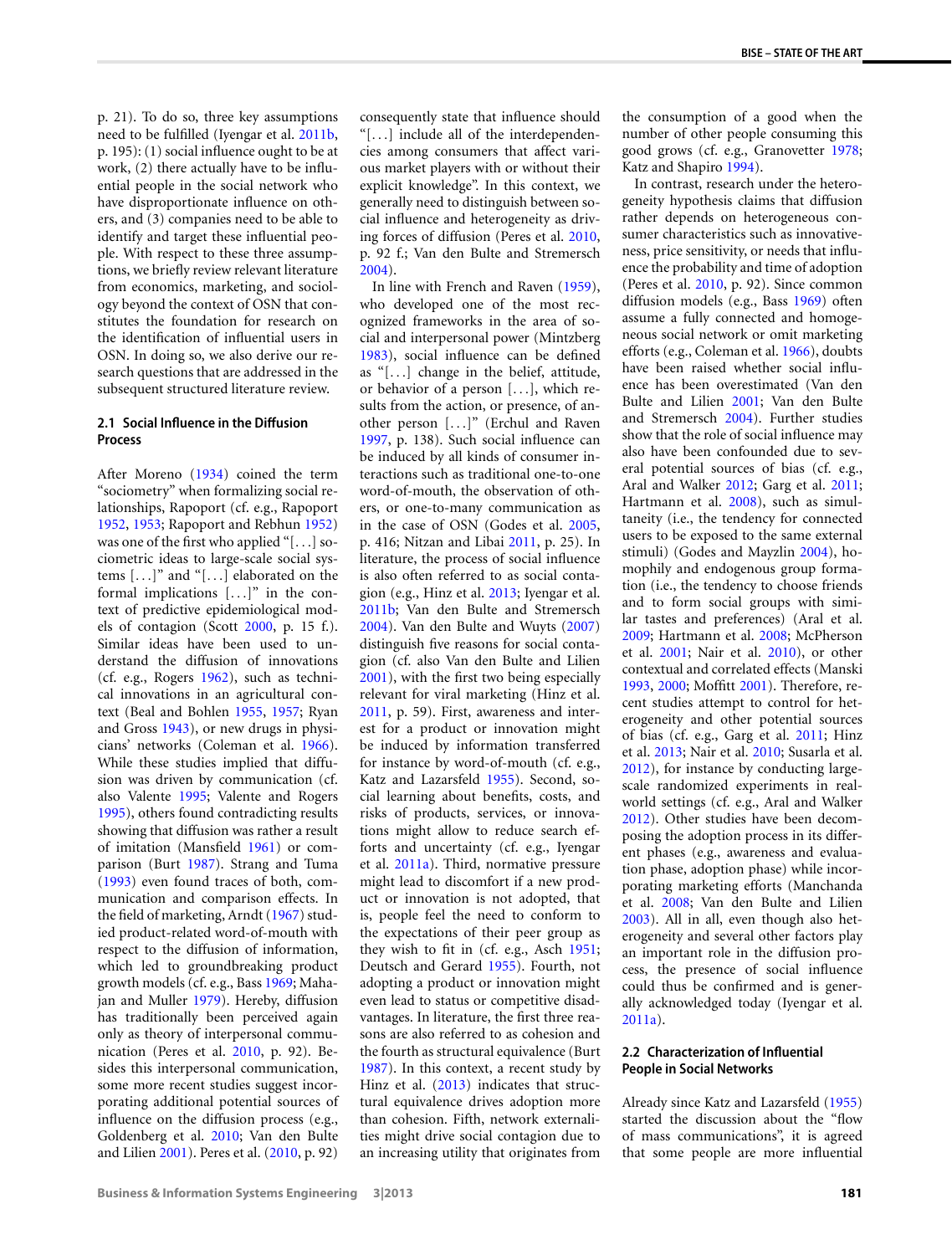p. 21). To do so, three key assumptions need to be fulfilled (Iyengar et al. 2011b, p. 195): (1) social influence ought to be at work, (2) there actually have to be influential people in the social network who have disproportionate influence on others, and (3) companies need to be able to identify and target these influential people. With respect to these three assumptions, we briefly review relevant literature from economics, marketing, and sociology beyond the context of OSN that constitutes the foundation for research on the identification of influential users in OSN. In doing so, we also derive our research questions that are addressed in the subsequent structured literature review.

### 2.1 Social Influence in the Diffusion Process

After Moreno (1934) coined the term "sociometry" when formalizing social relationships, Rapoport (cf. e.g., Rapoport 1952, 1953; Rapoport and Rebhun 1952) was one of the first who applied "[...] sociometric ideas to large-scale social systems [...]" and "[...] elaborated on the formal implications [...]" in the context of predictive epidemiological models of contagion (Scott 2000, p. 15 f.). Similar ideas have been used to understand the diffusion of innovations (cf. e.g., Rogers 1962), such as technical innovations in an agricultural context (Beal and Bohlen 1955, 1957; Ryan and Gross 1943), or new drugs in physicians' networks (Coleman et al. 1966). While these studies implied that diffusion was driven by communication (cf. also Valente 1995; Valente and Rogers 1995), others found contradicting results showing that diffusion was rather a result of imitation (Mansfield 1961) or comparison (Burt 1987). Strang and Tuma (1993) even found traces of both, communication and comparison effects. In the field of marketing, Arndt (1967) studied product-related word-of-mouth with respect to the diffusion of information, which led to groundbreaking product growth models (cf. e.g., Bass 1969; Mahajan and Muller 1979). Hereby, diffusion has traditionally been perceived again only as theory of interpersonal communication (Peres et al. 2010, p. 92). Besides this interpersonal communication, some more recent studies suggest incorporating additional potential sources of influence on the diffusion process (e.g., Goldenberg et al. 2010; Van den Bulte and Lilien 2001). Peres et al. (2010, p. 92) consequently state that influence should "[...] include all of the interdependencies among consumers that affect various market players with or without their explicit knowledge". In this context, we generally need to distinguish between social influence and heterogeneity as driving forces of diffusion (Peres et al. 2010, p. 92 f.; Van den Bulte and Stremersch 2004).

In line with French and Raven (1959), who developed one of the most recognized frameworks in the area of social and interpersonal power (Mintzberg 1983), social influence can be defined as "[...] change in the belief, attitude, or behavior of a person [...], which results from the action, or presence, of another person [...]" (Erchul and Raven 1997, p. 138). Such social influence can be induced by all kinds of consumer interactions such as traditional one-to-one word-of-mouth, the observation of others, or one-to-many communication as in the case of OSN (Godes et al. 2005, p. 416; Nitzan and Libai 2011, p. 25). In literature, the process of social influence is also often referred to as social contagion (e.g., Hinz et al. 2013; Iyengar et al. 2011b; Van den Bulte and Stremersch 2004). Van den Bulte and Wuyts (2007) distinguish five reasons for social contagion (cf. also Van den Bulte and Lilien 2001), with the first two being especially relevant for viral marketing (Hinz et al. 2011, p. 59). First, awareness and interest for a product or innovation might be induced by information transferred for instance by word-of-mouth (cf. e.g., Katz and Lazarsfeld 1955). Second, social learning about benefits, costs, and risks of products, services, or innovations might allow to reduce search efforts and uncertainty (cf. e.g., Iyengar et al. 2011a). Third, normative pressure might lead to discomfort if a new product or innovation is not adopted, that is, people feel the need to conform to the expectations of their peer group as they wish to fit in (cf. e.g., Asch 1951; Deutsch and Gerard 1955). Fourth, not adopting a product or innovation might even lead to status or competitive disadvantages. In literature, the first three reasons are also referred to as cohesion and the fourth as structural equivalence (Burt 1987). In this context, a recent study by Hinz et al. (2013) indicates that structural equivalence drives adoption more than cohesion. Fifth, network externalities might drive social contagion due to an increasing utility that originates from the consumption of a good when the number of other people consuming this good grows (cf. e.g., Granovetter 1978; Katz and Shapiro 1994).

In contrast, research under the heterogeneity hypothesis claims that diffusion rather depends on heterogeneous consumer characteristics such as innovativeness, price sensitivity, or needs that influence the probability and time of adoption (Peres et al. 2010, p. 92). Since common diffusion models (e.g., Bass 1969) often assume a fully connected and homogeneous social network or omit marketing efforts (e.g., Coleman et al. 1966), doubts have been raised whether social influence has been overestimated (Van den Bulte and Lilien 2001; Van den Bulte and Stremersch 2004). Further studies show that the role of social influence may also have been confounded due to several potential sources of bias (cf. e.g., Aral and Walker 2012; Garg et al. 2011; Hartmann et al. 2008), such as simultaneity (i.e., the tendency for connected users to be exposed to the same external stimuli) (Godes and Mayzlin 2004), homophily and endogenous group formation (i.e., the tendency to choose friends and to form social groups with similar tastes and preferences) (Aral et al. 2009; Hartmann et al. 2008; McPherson et al. 2001; Nair et al. 2010), or other contextual and correlated effects (Manski 1993, 2000; Moffitt 2001). Therefore, recent studies attempt to control for heterogeneity and other potential sources of bias (cf. e.g., Garg et al. 2011; Hinz et al. 2013; Nair et al. 2010; Susarla et al. 2012), for instance by conducting large-scale randomized experiments in real-world settings (cf. e.g., Aral and Walker 2012). Other studies have been decomposing the adoption process in its different phases (e.g., awareness and evaluation phase, adoption phase) while incorporating marketing efforts (Manchanda et al. 2008; Van den Bulte and Lilien 2003). All in all, even though also heterogeneity and several other factors play an important role in the diffusion process, the presence of social influence could thus be confirmed and is generally acknowledged today (Iyengar et al. 2011a).

### 2.2 Characterization of Influential People in Social Networks

Already since Katz and Lazarsfeld (1955) started the discussion about the "flow of mass communications", it is agreed that some people are more influential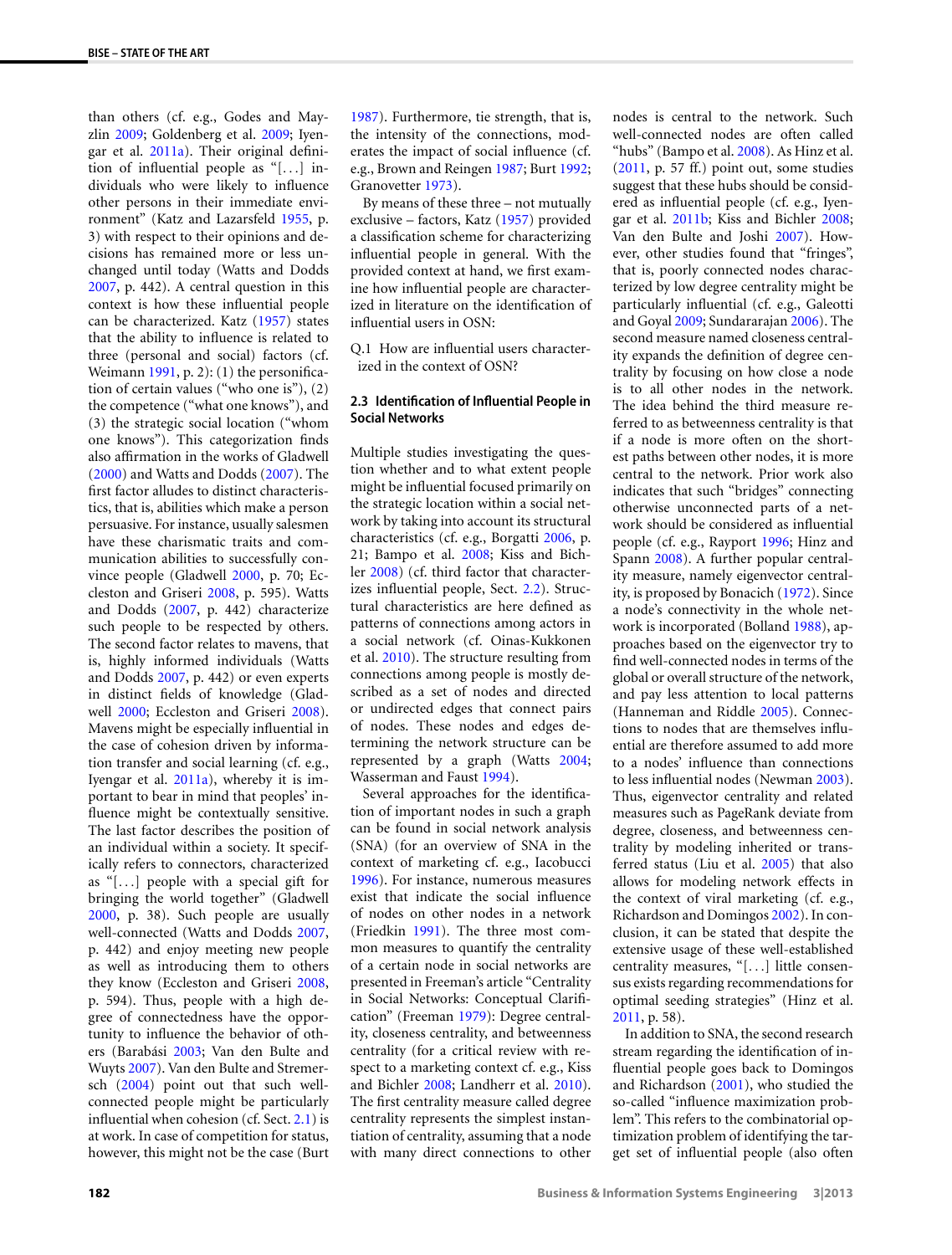than others (cf. e.g., Godes and Mayzlin 2009; Goldenberg et al. 2009; Iyengar et al. 2011a). Their original definition of influential people as "[…] individuals who were likely to influence other persons in their immediate environment" (Katz and Lazarsfeld 1955, p. 3) with respect to their opinions and decisions has remained more or less unchanged until today (Watts and Dodds 2007, p. 442). A central question in this context is how these influential people can be characterized. Katz (1957) states that the ability to influence is related to three (personal and social) factors (cf. Weimann 1991, p. 2): (1) the personification of certain values ("who one is"), (2) the competence ("what one knows"), and (3) the strategic social location ("whom one knows"). This categorization finds also affirmation in the works of Gladwell (2000) and Watts and Dodds (2007). The first factor alludes to distinct characteristics, that is, abilities which make a person persuasive. For instance, usually salesmen have these charismatic traits and communication abilities to successfully convince people (Gladwell 2000, p. 70; Eccleston and Griseri 2008, p. 595). Watts and Dodds (2007, p. 442) characterize such people to be respected by others. The second factor relates to mavens, that is, highly informed individuals (Watts and Dodds 2007, p. 442) or even experts in distinct fields of knowledge (Gladwell 2000; Eccleston and Griseri 2008). Mavens might be especially influential in the case of cohesion driven by information transfer and social learning (cf. e.g., Iyengar et al. 2011a), whereby it is important to bear in mind that peoples' influence might be contextually sensitive. The last factor describes the position of an individual within a society. It specifically refers to connectors, characterized as "[…] people with a special gift for bringing the world together" (Gladwell 2000, p. 38). Such people are usually well-connected (Watts and Dodds 2007, p. 442) and enjoy meeting new people as well as introducing them to others they know (Eccleston and Griseri 2008, p. 594). Thus, people with a high degree of connectedness have the opportunity to influence the behavior of others (Barabási 2003; Van den Bulte and Wuyts 2007). Van den Bulte and Stremersch (2004) point out that such well-connected people might be particularly influential when cohesion (cf. Sect. 2.1) is at work. In case of competition for status, however, this might not be the case (Burt 1987). Furthermore, tie strength, that is, the intensity of the connections, moderates the impact of social influence (cf. e.g., Brown and Reingen 1987; Burt 1992; Granovetter 1973).

By means of these three – not mutually exclusive – factors, Katz (1957) provided a classification scheme for characterizing influential people in general. With the provided context at hand, we first examine how influential people are characterized in literature on the identification of influential users in OSN:

Q.1 How are influential users characterized in the context of OSN?

### 2.3 Identification of Influential People in Social Networks

Multiple studies investigating the question whether and to what extent people might be influential focused primarily on the strategic location within a social network by taking into account its structural characteristics (cf. e.g., Borgatti 2006, p. 21; Bampo et al. 2008; Kiss and Bichler 2008) (cf. third factor that characterizes influential people, Sect. 2.2). Structural characteristics are here defined as patterns of connections among actors in a social network (cf. Oinas-Kukkonen et al. 2010). The structure resulting from connections among people is mostly described as a set of nodes and directed or undirected edges that connect pairs of nodes. These nodes and edges determining the network structure can be represented by a graph (Watts 2004; Wasserman and Faust 1994).

Several approaches for the identification of important nodes in such a graph can be found in social network analysis (SNA) (for an overview of SNA in the context of marketing cf. e.g., Iacobucci 1996). For instance, numerous measures exist that indicate the social influence of nodes on other nodes in a network (Friedkin 1991). The three most common measures to quantify the centrality of a certain node in social networks are presented in Freeman's article "Centrality in Social Networks: Conceptual Clarification" (Freeman 1979): Degree centrality, closeness centrality, and betweenness centrality (for a critical review with respect to a marketing context cf. e.g., Kiss and Bichler 2008; Landherr et al. 2010). The first centrality measure called degree centrality represents the simplest instantiation of centrality, assuming that a node with many direct connections to other nodes is central to the network. Such well-connected nodes are often called "hubs" (Bampo et al. 2008). As Hinz et al. (2011, p. 57 ff.) point out, some studies suggest that these hubs should be considered as influential people (cf. e.g., Iyengar et al. 2011b; Kiss and Bichler 2008; Van den Bulte and Joshi 2007). However, other studies found that "fringes", that is, poorly connected nodes characterized by low degree centrality might be particularly influential (cf. e.g., Galeotti and Goyal 2009; Sundararajan 2006). The second measure named closeness centrality expands the definition of degree centrality by focusing on how close a node is to all other nodes in the network. The idea behind the third measure referred to as betweenness centrality is that if a node is more often on the shortest paths between other nodes, it is more central to the network. Prior work also indicates that such "bridges" connecting otherwise unconnected parts of a network should be considered as influential people (cf. e.g., Rayport 1996; Hinz and Spann 2008). A further popular centrality measure, namely eigenvector centrality, is proposed by Bonacich (1972). Since a node's connectivity in the whole network is incorporated (Bolland 1988), approaches based on the eigenvector try to find well-connected nodes in terms of the global or overall structure of the network, and pay less attention to local patterns (Hanneman and Riddle 2005). Connections to nodes that are themselves influential are therefore assumed to add more to a nodes' influence than connections to less influential nodes (Newman 2003). Thus, eigenvector centrality and related measures such as PageRank deviate from degree, closeness, and betweenness centrality by modeling inherited or transferred status (Liu et al. 2005) that also allows for modeling network effects in the context of viral marketing (cf. e.g., Richardson and Domingos 2002). In conclusion, it can be stated that despite the extensive usage of these well-established centrality measures, "[…] little consensus exists regarding recommendations for optimal seeding strategies" (Hinz et al. 2011, p. 58).

In addition to SNA, the second research stream regarding the identification of influential people goes back to Domingos and Richardson (2001), who studied the so-called "influence maximization problem". This refers to the combinatorial optimization problem of identifying the target set of influential people (also often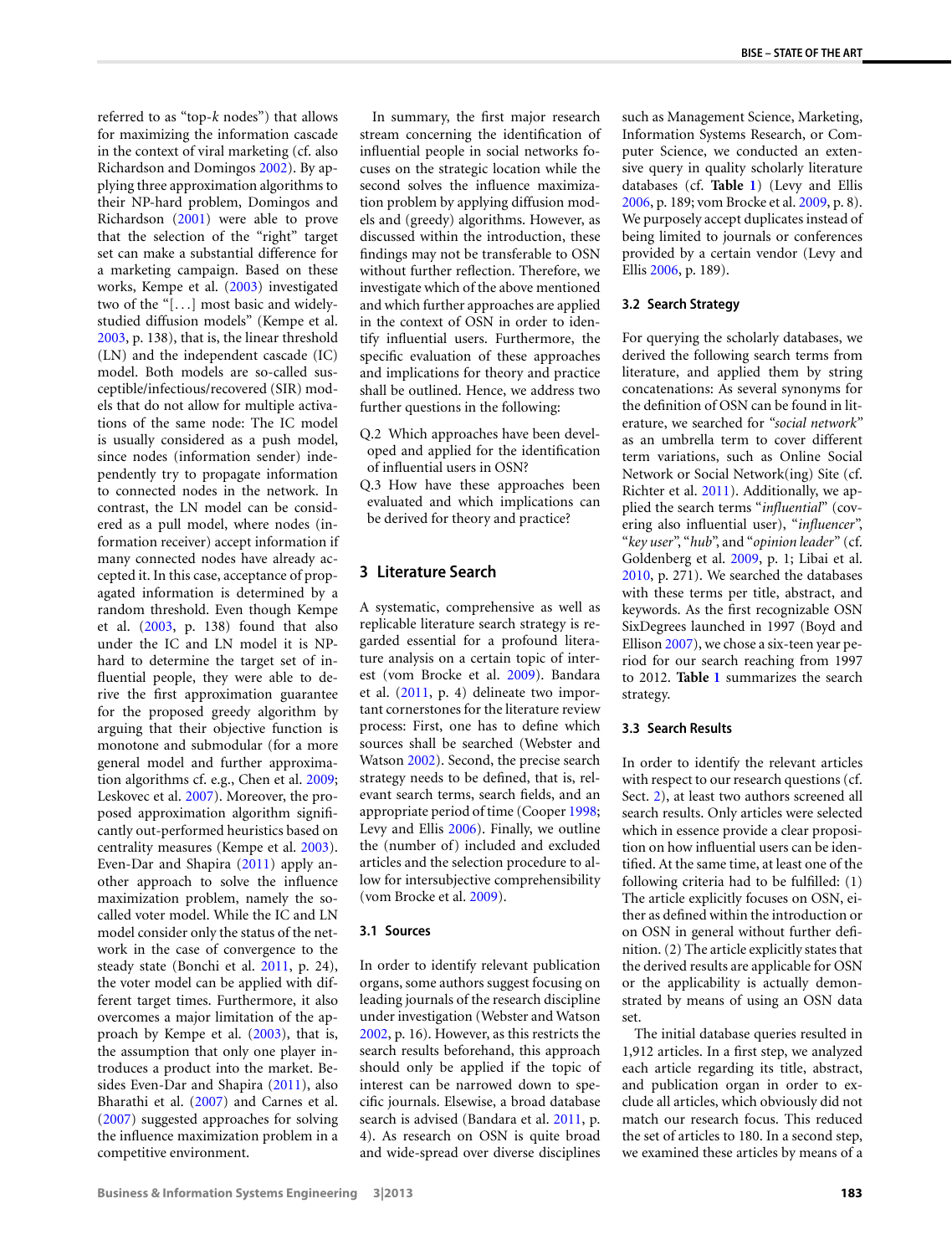referred to as "top-$k$ nodes") that allows for maximizing the information cascade in the context of viral marketing (cf. also Richardson and Domingos 2002). By applying three approximation algorithms to their NP-hard problem, Domingos and Richardson (2001) were able to prove that the selection of the "right" target set can make a substantial difference for a marketing campaign. Based on these works, Kempe et al. (2003) investigated two of the "[...] most basic and widely-studied diffusion models" (Kempe et al. 2003, p. 138), that is, the linear threshold (LN) and the independent cascade (IC) model. Both models are so-called susceptible/infectious/recovered (SIR) models that do not allow for multiple activations of the same node: The IC model is usually considered as a push model, since nodes (information sender) independently try to propagate information to connected nodes in the network. In contrast, the LN model can be considered as a pull model, where nodes (information receiver) accept information if many connected nodes have already accepted it. In this case, acceptance of propagated information is determined by a random threshold. Even though Kempe et al. (2003, p. 138) found that also under the IC and LN model it is NP-hard to determine the target set of influential people, they were able to derive the first approximation guarantee for the proposed greedy algorithm by arguing that their objective function is monotone and submodular (for a more general model and further approximation algorithms cf. e.g., Chen et al. 2009; Leskovec et al. 2007). Moreover, the proposed approximation algorithm significantly out-performed heuristics based on centrality measures (Kempe et al. 2003). Even-Dar and Shapira (2011) apply another approach to solve the influence maximization problem, namely the so-called voter model. While the IC and LN model consider only the status of the network in the case of convergence to the steady state (Bonchi et al. 2011, p. 24), the voter model can be applied with different target times. Furthermore, it also overcomes a major limitation of the approach by Kempe et al. (2003), that is, the assumption that only one player introduces a product into the market. Besides Even-Dar and Shapira (2011), also Bharathi et al. (2007) and Carnes et al. (2007) suggested approaches for solving the influence maximization problem in a competitive environment.

In summary, the first major research stream concerning the identification of influential people in social networks focuses on the strategic location while the second solves the influence maximization problem by applying diffusion models and (greedy) algorithms. However, as discussed within the introduction, these findings may not be transferable to OSN without further reflection. Therefore, we investigate which of the above mentioned and which further approaches are applied in the context of OSN in order to identify influential users. Furthermore, the specific evaluation of these approaches and implications for theory and practice shall be outlined. Hence, we address two further questions in the following:

Q.2 Which approaches have been developed and applied for the identification of influential users in OSN?

Q.3 How have these approaches been evaluated and which implications can be derived for theory and practice?

## 3 Literature Search

A systematic, comprehensive as well as replicable literature search strategy is regarded essential for a profound literature analysis on a certain topic of interest (vom Brocke et al. 2009). Bandara et al. (2011, p. 4) delineate two important cornerstones for the literature review process: First, one has to define which sources shall be searched (Webster and Watson 2002). Second, the precise search strategy needs to be defined, that is, relevant search terms, search fields, and an appropriate period of time (Cooper 1998; Levy and Ellis 2006). Finally, we outline the (number of) included and excluded articles and the selection procedure to allow for intersubjective comprehensibility (vom Brocke et al. 2009).

### 3.1 Sources

In order to identify relevant publication organs, some authors suggest focusing on leading journals of the research discipline under investigation (Webster and Watson 2002, p. 16). However, as this restricts the search results beforehand, this approach should only be applied if the topic of interest can be narrowed down to specific journals. Elsewise, a broad database search is advised (Bandara et al. 2011, p. 4). As research on OSN is quite broad and wide-spread over diverse disciplines such as Management Science, Marketing, Information Systems Research, or Computer Science, we conducted an extensive query in quality scholarly literature databases (cf. **Table 1**) (Levy and Ellis 2006, p. 189; vom Brocke et al. 2009, p. 8). We purposely accept duplicates instead of being limited to journals or conferences provided by a certain vendor (Levy and Ellis 2006, p. 189).

### 3.2 Search Strategy

For querying the scholarly databases, we derived the following search terms from literature, and applied them by string concatenations: As several synonyms for the definition of OSN can be found in literature, we searched for *"social network"* as an umbrella term to cover different term variations, such as Online Social Network or Social Network(ing) Site (cf. Richter et al. 2011). Additionally, we applied the search terms "*influential*" (covering also influential user), "*influencer*", "*key user*", "*hub*", and "*opinion leader*" (cf. Goldenberg et al. 2009, p. 1; Libai et al. 2010, p. 271). We searched the databases with these terms per title, abstract, and keywords. As the first recognizable OSN SixDegrees launched in 1997 (Boyd and Ellison 2007), we chose a six-teen year period for our search reaching from 1997 to 2012. **Table 1** summarizes the search strategy.

### 3.3 Search Results

In order to identify the relevant articles with respect to our research questions (cf. Sect. 2), at least two authors screened all search results. Only articles were selected which in essence provide a clear proposition on how influential users can be identified. At the same time, at least one of the following criteria had to be fulfilled: (1) The article explicitly focuses on OSN, either as defined within the introduction or on OSN in general without further definition. (2) The article explicitly states that the derived results are applicable for OSN or the applicability is actually demonstrated by means of using an OSN data set.

The initial database queries resulted in 1,912 articles. In a first step, we analyzed each article regarding its title, abstract, and publication organ in order to exclude all articles, which obviously did not match our research focus. This reduced the set of articles to 180. In a second step, we examined these articles by means of a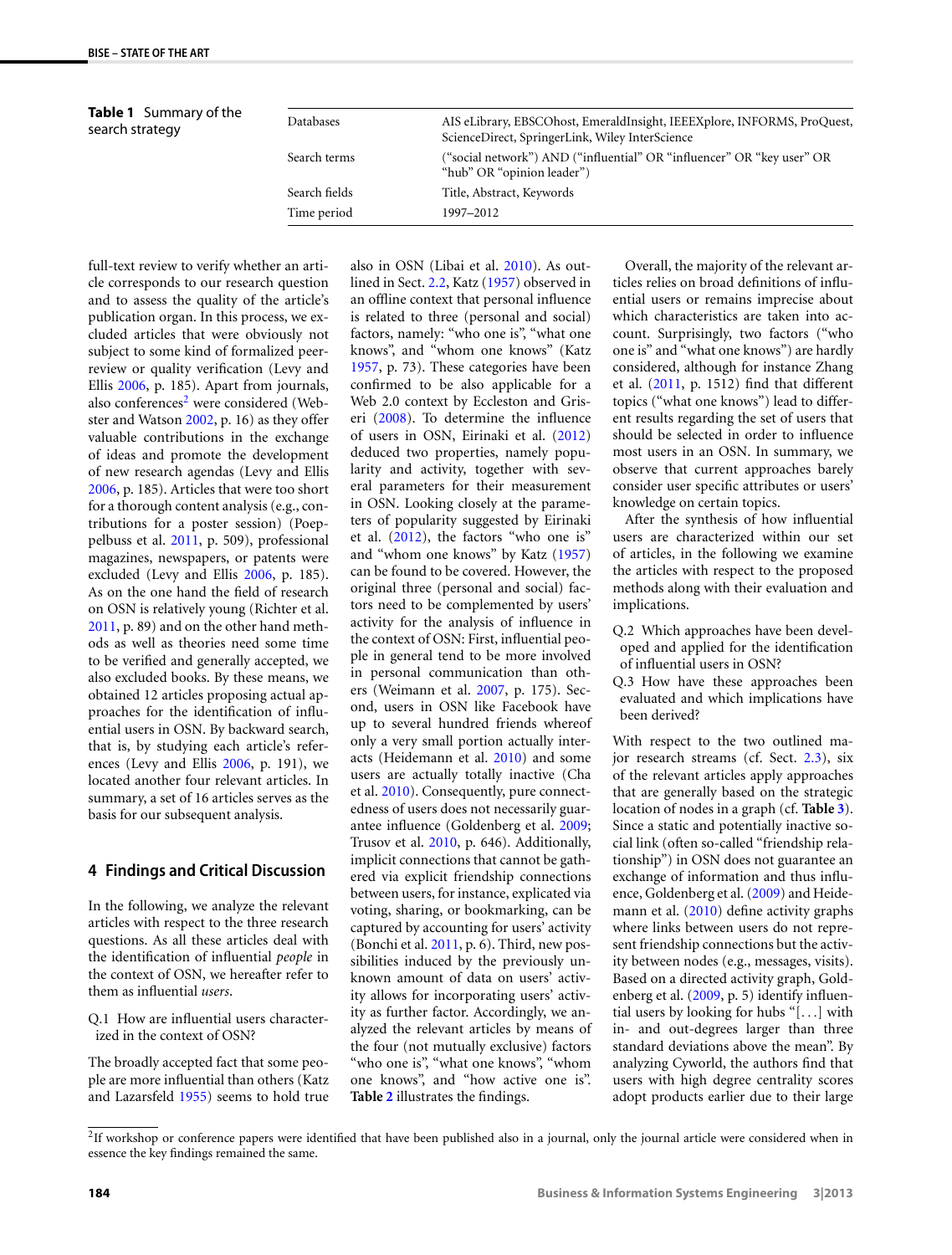**Table 1** Summary of the search strategy

| | |
|---|---|
| Databases | AIS eLibrary, EBSCOhost, EmeraldInsight, IEEEXplore, INFORMS, ProQuest, ScienceDirect, SpringerLink, Wiley InterScience |
| Search terms | ("social network") AND ("influential" OR "influencer" OR "key user" OR "hub" OR "opinion leader") |
| Search fields | Title, Abstract, Keywords |
| Time period | 1997–2012 |

full-text review to verify whether an article corresponds to our research question and to assess the quality of the article's publication organ. In this process, we excluded articles that were obviously not subject to some kind of formalized peer-review or quality verification (Levy and Ellis 2006, p. 185). Apart from journals, also conferences[2] were considered (Webster and Watson 2002, p. 16) as they offer valuable contributions in the exchange of ideas and promote the development of new research agendas (Levy and Ellis 2006, p. 185). Articles that were too short for a thorough content analysis (e.g., contributions for a poster session) (Poeppelbuss et al. 2011, p. 509), professional magazines, newspapers, or patents were excluded (Levy and Ellis 2006, p. 185). As on the one hand the field of research on OSN is relatively young (Richter et al. 2011, p. 89) and on the other hand methods as well as theories need some time to be verified and generally accepted, we also excluded books. By these means, we obtained 12 articles proposing actual approaches for the identification of influential users in OSN. By backward search, that is, by studying each article's references (Levy and Ellis 2006, p. 191), we located another four relevant articles. In summary, a set of 16 articles serves as the basis for our subsequent analysis.

## 4 Findings and Critical Discussion

In the following, we analyze the relevant articles with respect to the three research questions. As all these articles deal with the identification of influential *people* in the context of OSN, we hereafter refer to them as influential *users*.

Q.1 How are influential users characterized in the context of OSN?

The broadly accepted fact that some people are more influential than others (Katz and Lazarsfeld 1955) seems to hold true also in OSN (Libai et al. 2010). As outlined in Sect. 2.2, Katz (1957) observed in an offline context that personal influence is related to three (personal and social) factors, namely: "who one is", "what one knows", and "whom one knows" (Katz 1957, p. 73). These categories have been confirmed to be also applicable for a Web 2.0 context by Eccleston and Griseri (2008). To determine the influence of users in OSN, Eirinaki et al. (2012) deduced two properties, namely popularity and activity, together with several parameters for their measurement in OSN. Looking closely at the parameters of popularity suggested by Eirinaki et al. (2012), the factors "who one is" and "whom one knows" by Katz (1957) can be found to be covered. However, the original three (personal and social) factors need to be complemented by users' activity for the analysis of influence in the context of OSN: First, influential people in general tend to be more involved in personal communication than others (Weimann et al. 2007, p. 175). Second, users in OSN like Facebook have up to several hundred friends whereof only a very small portion actually interacts (Heidemann et al. 2010) and some users are actually totally inactive (Cha et al. 2010). Consequently, pure connectedness of users does not necessarily guarantee influence (Goldenberg et al. 2009; Trusov et al. 2010, p. 646). Additionally, implicit connections that cannot be gathered via explicit friendship connections between users, for instance, explicated via voting, sharing, or bookmarking, can be captured by accounting for users' activity (Bonchi et al. 2011, p. 6). Third, new possibilities induced by the previously unknown amount of data on users' activity allows for incorporating users' activity as further factor. Accordingly, we analyzed the relevant articles by means of the four (not mutually exclusive) factors "who one is", "what one knows", "whom one knows", and "how active one is". **Table 2** illustrates the findings.

Overall, the majority of the relevant articles relies on broad definitions of influential users or remains imprecise about which characteristics are taken into account. Surprisingly, two factors ("who one is" and "what one knows") are hardly considered, although for instance Zhang et al. (2011, p. 1512) find that different topics ("what one knows") lead to different results regarding the set of users that should be selected in order to influence most users in an OSN. In summary, we observe that current approaches barely consider user specific attributes or users' knowledge on certain topics.

After the synthesis of how influential users are characterized within our set of articles, in the following we examine the articles with respect to the proposed methods along with their evaluation and implications.

Q.2 Which approaches have been developed and applied for the identification of influential users in OSN?

Q.3 How have these approaches been evaluated and which implications have been derived?

With respect to the two outlined major research streams (cf. Sect. 2.3), six of the relevant articles apply approaches that are generally based on the strategic location of nodes in a graph (cf. **Table 3**). Since a static and potentially inactive social link (often so-called "friendship relationship") in OSN does not guarantee an exchange of information and thus influence, Goldenberg et al. (2009) and Heidemann et al. (2010) define activity graphs where links between users do not represent friendship connections but the activity between nodes (e.g., messages, visits). Based on a directed activity graph, Goldenberg et al. (2009, p. 5) identify influential users by looking for hubs "[…] with in- and out-degrees larger than three standard deviations above the mean". By analyzing Cyworld, the authors find that users with high degree centrality scores adopt products earlier due to their large

[2] If workshop or conference papers were identified that have been published also in a journal, only the journal article were considered when in essence the key findings remained the same.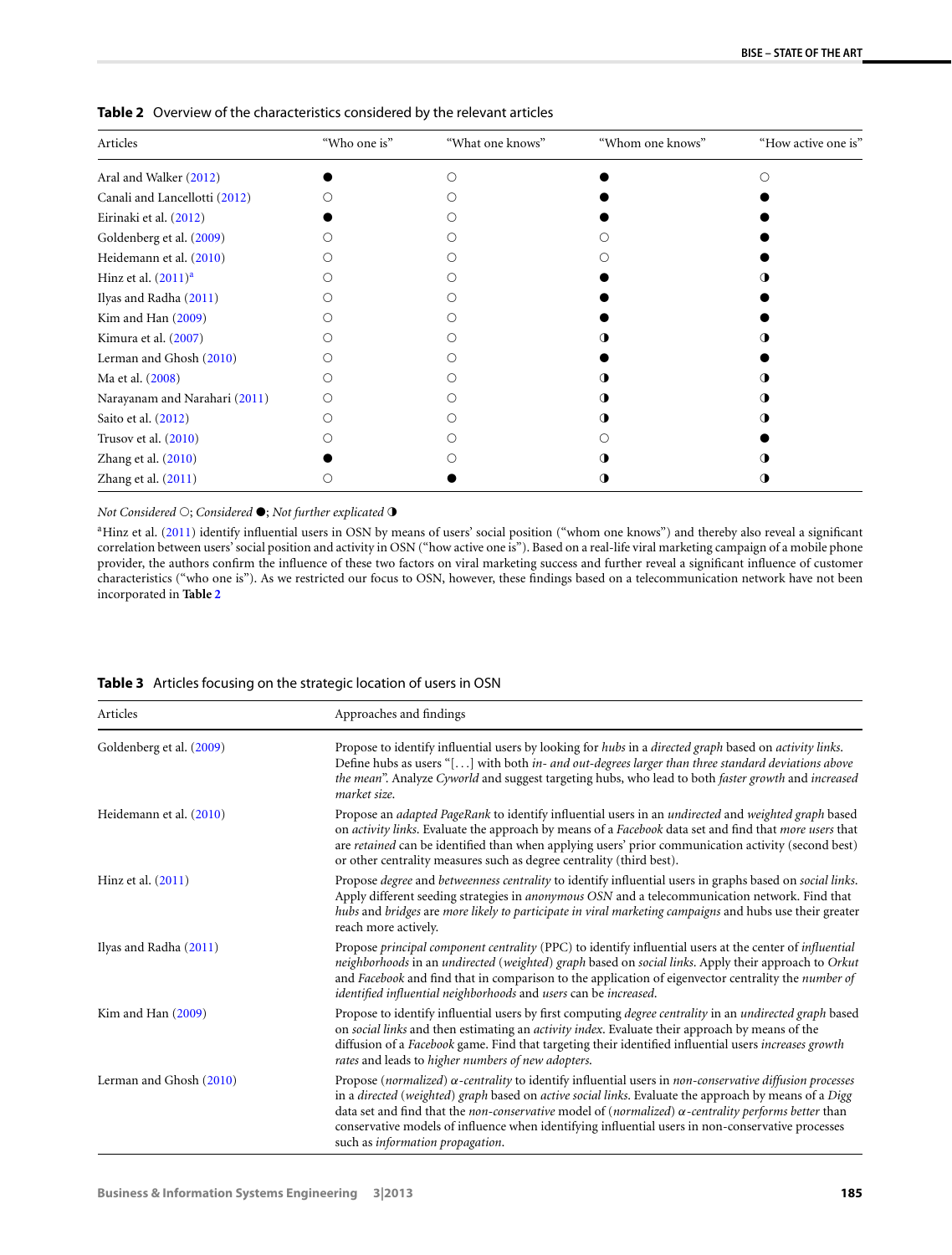**Table 2** Overview of the characteristics considered by the relevant articles

| Articles | "Who one is" | "What one knows" | "Whom one knows" | "How active one is" |
|---|---|---|---|---|
| Aral and Walker (2012) | ● | ○ | ● | ○ |
| Canali and Lancellotti (2012) | ○ | ○ | ● | ● |
| Eirinaki et al. (2012) | ● | ○ | ● | ● |
| Goldenberg et al. (2009) | ○ | ○ | ○ | ● |
| Heidemann et al. (2010) | ○ | ○ | ○ | ● |
| Hinz et al. (2011)[a] | ○ | ○ | ● | ◑ |
| Ilyas and Radha (2011) | ○ | ○ | ● | ● |
| Kim and Han (2009) | ○ | ○ | ● | ● |
| Kimura et al. (2007) | ○ | ○ | ◑ | ◑ |
| Lerman and Ghosh (2010) | ○ | ○ | ● | ● |
| Ma et al. (2008) | ○ | ○ | ◑ | ◑ |
| Narayanam and Narahari (2011) | ○ | ○ | ◑ | ◑ |
| Saito et al. (2012) | ○ | ○ | ◑ | ◑ |
| Trusov et al. (2010) | ○ | ○ | ○ | ● |
| Zhang et al. (2010) | ● | ○ | ◑ | ◑ |
| Zhang et al. (2011) | ○ | ● | ◑ | ◑ |

*Not Considered* ○; *Considered* ●; *Not further explicated* ◑

[a]Hinz et al. (2011) identify influential users in OSN by means of users' social position ("whom one knows") and thereby also reveal a significant correlation between users' social position and activity in OSN ("how active one is"). Based on a real-life viral marketing campaign of a mobile phone provider, the authors confirm the influence of these two factors on viral marketing success and further reveal a significant influence of customer characteristics ("who one is"). As we restricted our focus to OSN, however, these findings based on a telecommunication network have not been incorporated in **Table 2**

**Table 3** Articles focusing on the strategic location of users in OSN

| Articles | Approaches and findings |
|---|---|
| Goldenberg et al. (2009) | Propose to identify influential users by looking for *hubs* in a *directed graph* based on *activity links*. Define hubs as users "[...] with both *in- and out-degrees larger than three standard deviations above the mean*". Analyze *Cyworld* and suggest targeting hubs, who lead to both *faster growth* and *increased market size*. |
| Heidemann et al. (2010) | Propose an *adapted PageRank* to identify influential users in an *undirected* and *weighted graph* based on *activity links*. Evaluate the approach by means of a *Facebook* data set and find that *more users* that are *retained* can be identified than when applying users' prior communication activity (second best) or other centrality measures such as degree centrality (third best). |
| Hinz et al. (2011) | Propose *degree* and *betweenness centrality* to identify influential users in graphs based on *social links*. Apply different seeding strategies in *anonymous OSN* and a telecommunication network. Find that *hubs* and *bridges* are *more likely to participate in viral marketing campaigns* and hubs use their greater reach more actively. |
| Ilyas and Radha (2011) | Propose *principal component centrality* (PPC) to identify influential users at the center of *influential neighborhoods* in an *undirected* (*weighted*) *graph* based on *social links*. Apply their approach to *Orkut* and *Facebook* and find that in comparison to the application of eigenvector centrality the *number of identified influential neighborhoods* and *users* can be *increased*. |
| Kim and Han (2009) | Propose to identify influential users by first computing *degree centrality* in an *undirected graph* based on *social links* and then estimating an *activity index*. Evaluate their approach by means of the diffusion of a *Facebook* game. Find that targeting their identified influential users *increases growth rates* and leads to *higher numbers of new adopters*. |
| Lerman and Ghosh (2010) | Propose (*normalized*) *α-centrality* to identify influential users in *non-conservative diffusion processes* in a *directed* (*weighted*) *graph* based on *active social links*. Evaluate the approach by means of a *Digg* data set and find that the *non-conservative* model of (*normalized*) *α-centrality performs better* than conservative models of influence when identifying influential users in non-conservative processes such as *information propagation*. |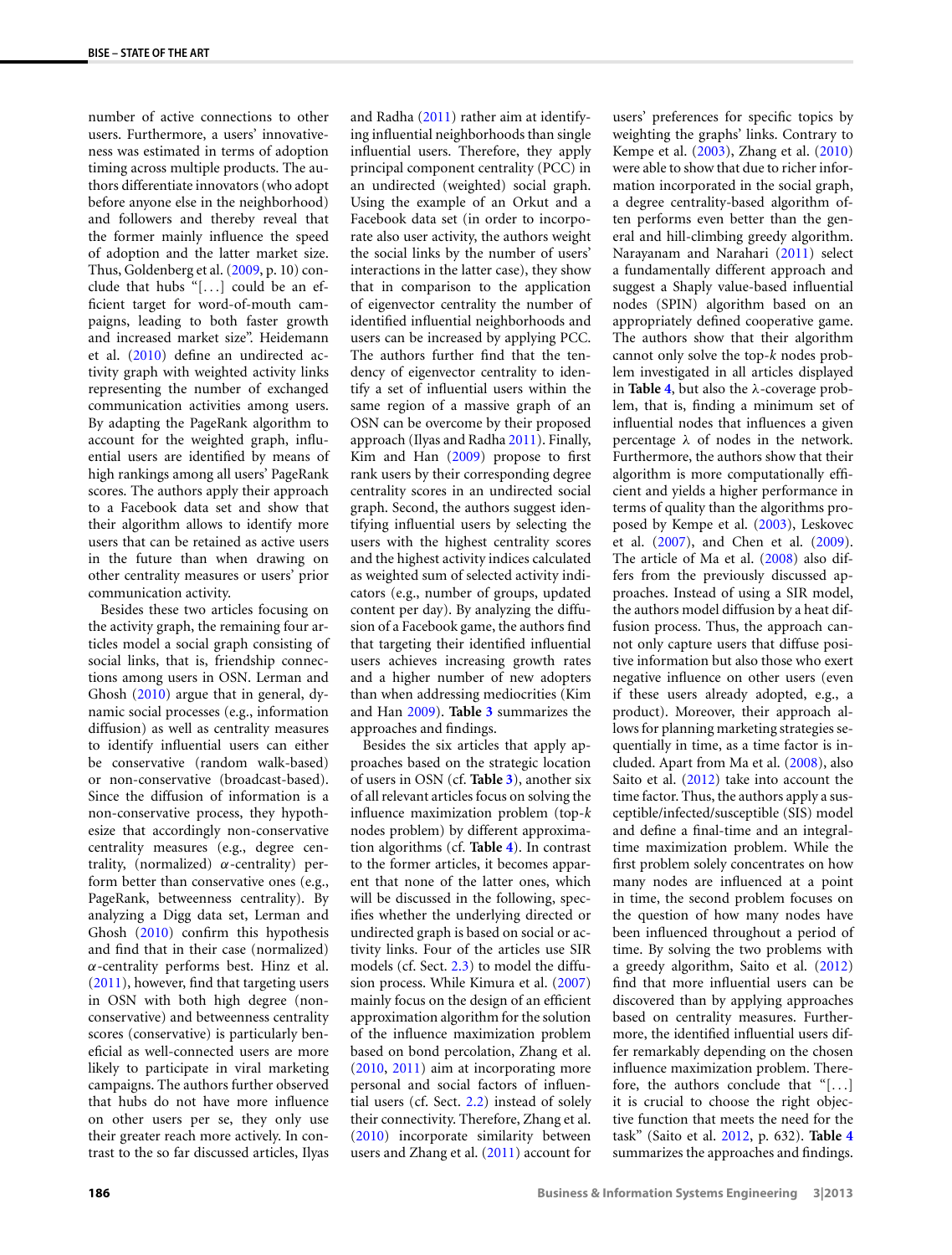number of active connections to other users. Furthermore, a users' innovativeness was estimated in terms of adoption timing across multiple products. The authors differentiate innovators (who adopt before anyone else in the neighborhood) and followers and thereby reveal that the former mainly influence the speed of adoption and the latter market size. Thus, Goldenberg et al. (2009, p. 10) conclude that hubs "[...] could be an efficient target for word-of-mouth campaigns, leading to both faster growth and increased market size". Heidemann et al. (2010) define an undirected activity graph with weighted activity links representing the number of exchanged communication activities among users. By adapting the PageRank algorithm to account for the weighted graph, influential users are identified by means of high rankings among all users' PageRank scores. The authors apply their approach to a Facebook data set and show that their algorithm allows to identify more users that can be retained as active users in the future than when drawing on other centrality measures or users' prior communication activity.

Besides these two articles focusing on the activity graph, the remaining four articles model a social graph consisting of social links, that is, friendship connections among users in OSN. Lerman and Ghosh (2010) argue that in general, dynamic social processes (e.g., information diffusion) as well as centrality measures to identify influential users can either be conservative (random walk-based) or non-conservative (broadcast-based). Since the diffusion of information is a non-conservative process, they hypothesize that accordingly non-conservative centrality measures (e.g., degree centrality, (normalized) $\alpha$-centrality) perform better than conservative ones (e.g., PageRank, betweenness centrality). By analyzing a Digg data set, Lerman and Ghosh (2010) confirm this hypothesis and find that in their case (normalized) $\alpha$-centrality performs best. Hinz et al. (2011), however, find that targeting users in OSN with both high degree (non-conservative) and betweenness centrality scores (conservative) is particularly beneficial as well-connected users are more likely to participate in viral marketing campaigns. The authors further observed that hubs do not have more influence on other users per se, they only use their greater reach more actively. In contrast to the so far discussed articles, Ilyas and Radha (2011) rather aim at identifying influential neighborhoods than single influential users. Therefore, they apply principal component centrality (PCC) in an undirected (weighted) social graph. Using the example of an Orkut and a Facebook data set (in order to incorporate also user activity, the authors weight the social links by the number of users' interactions in the latter case), they show that in comparison to the application of eigenvector centrality the number of identified influential neighborhoods and users can be increased by applying PCC. The authors further find that the tendency of eigenvector centrality to identify a set of influential users within the same region of a massive graph of an OSN can be overcome by their proposed approach (Ilyas and Radha 2011). Finally, Kim and Han (2009) propose to first rank users by their corresponding degree centrality scores in an undirected social graph. Second, the authors suggest identifying influential users by selecting the users with the highest centrality scores and the highest activity indices calculated as weighted sum of selected activity indicators (e.g., number of groups, updated content per day). By analyzing the diffusion of a Facebook game, the authors find that targeting their identified influential users achieves increasing growth rates and a higher number of new adopters than when addressing mediocrities (Kim and Han 2009). **Table 3** summarizes the approaches and findings.

Besides the six articles that apply approaches based on the strategic location of users in OSN (cf. **Table 3**), another six of all relevant articles focus on solving the influence maximization problem (top-$k$ nodes problem) by different approximation algorithms (cf. **Table 4**). In contrast to the former articles, it becomes apparent that none of the latter ones, which will be discussed in the following, specifies whether the underlying directed or undirected graph is based on social or activity links. Four of the articles use SIR models (cf. Sect. 2.3) to model the diffusion process. While Kimura et al. (2007) mainly focus on the design of an efficient approximation algorithm for the solution of the influence maximization problem based on bond percolation, Zhang et al. (2010, 2011) aim at incorporating more personal and social factors of influential users (cf. Sect. 2.2) instead of solely their connectivity. Therefore, Zhang et al. (2010) incorporate similarity between users and Zhang et al. (2011) account for users' preferences for specific topics by weighting the graphs' links. Contrary to Kempe et al. (2003), Zhang et al. (2010) were able to show that due to richer information incorporated in the social graph, a degree centrality-based algorithm often performs even better than the general and hill-climbing greedy algorithm. Narayanam and Narahari (2011) select a fundamentally different approach and suggest a Shaply value-based influential nodes (SPIN) algorithm based on an appropriately defined cooperative game. The authors show that their algorithm cannot only solve the top-$k$ nodes problem investigated in all articles displayed in **Table 4**, but also the $\lambda$-coverage problem, that is, finding a minimum set of influential nodes that influences a given percentage $\lambda$ of nodes in the network. Furthermore, the authors show that their algorithm is more computationally efficient and yields a higher performance in terms of quality than the algorithms proposed by Kempe et al. (2003), Leskovec et al. (2007), and Chen et al. (2009). The article of Ma et al. (2008) also differs from the previously discussed approaches. Instead of using a SIR model, the authors model diffusion by a heat diffusion process. Thus, the approach cannot only capture users that diffuse positive information but also those who exert negative influence on other users (even if these users already adopted, e.g., a product). Moreover, their approach allows for planning marketing strategies sequentially in time, as a time factor is included. Apart from Ma et al. (2008), also Saito et al. (2012) take into account the time factor. Thus, the authors apply a susceptible/infected/susceptible (SIS) model and define a final-time and an integral-time maximization problem. While the first problem solely concentrates on how many nodes are influenced at a point in time, the second problem focuses on the question of how many nodes have been influenced throughout a period of time. By solving the two problems with a greedy algorithm, Saito et al. (2012) find that more influential users can be discovered than by applying approaches based on centrality measures. Furthermore, the identified influential users differ remarkably depending on the chosen influence maximization problem. Therefore, the authors conclude that "[...] it is crucial to choose the right objective function that meets the need for the task" (Saito et al. 2012, p. 632). **Table 4** summarizes the approaches and findings.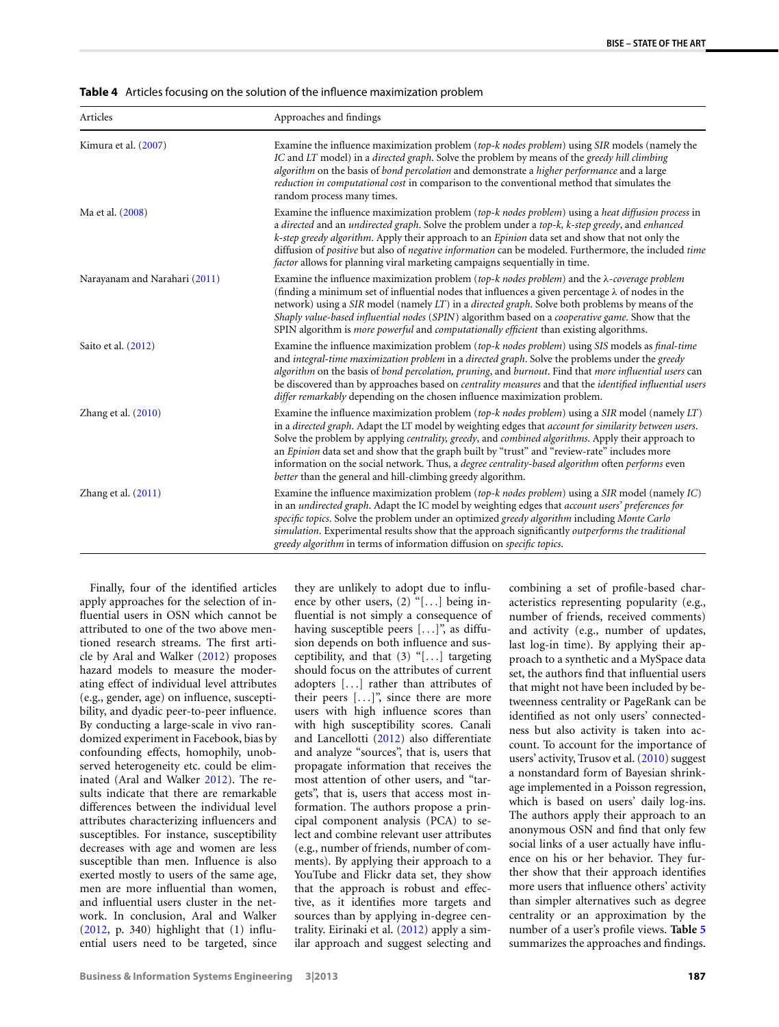**Table 4** Articles focusing on the solution of the influence maximization problem

| Articles | Approaches and findings |
|---|---|
| Kimura et al. (2007) | Examine the influence maximization problem (*top-k nodes problem*) using *SIR* models (namely the *IC* and *LT* model) in a *directed graph*. Solve the problem by means of the *greedy hill climbing algorithm* on the basis of *bond percolation* and demonstrate a *higher performance* and a large *reduction in computational cost* in comparison to the conventional method that simulates the random process many times. |
| Ma et al. (2008) | Examine the influence maximization problem (*top-k nodes problem*) using a *heat diffusion process* in a *directed* and an *undirected graph*. Solve the problem under a *top-k, k-step greedy*, and *enhanced k-step greedy algorithm*. Apply their approach to an *Epinion* data set and show that not only the diffusion of *positive* but also of *negative information* can be modeled. Furthermore, the included *time factor* allows for planning viral marketing campaigns sequentially in time. |
| Narayanam and Narahari (2011) | Examine the influence maximization problem (*top-k nodes problem*) and the *λ-coverage problem* (finding a minimum set of influential nodes that influences a given percentage λ of nodes in the network) using a *SIR* model (namely *LT*) in a *directed graph*. Solve both problems by means of the *Shaply value-based influential nodes* (*SPIN*) algorithm based on a *cooperative game*. Show that the SPIN algorithm is *more powerful* and *computationally efficient* than existing algorithms. |
| Saito et al. (2012) | Examine the influence maximization problem (*top-k nodes problem*) using *SIS* models as *final-time* and *integral-time maximization problem* in a *directed graph*. Solve the problems under the *greedy algorithm* on the basis of *bond percolation, pruning*, and *burnout*. Find that *more influential users* can be discovered than by approaches based on *centrality measures* and that the *identified influential users differ remarkably* depending on the chosen influence maximization problem. |
| Zhang et al. (2010) | Examine the influence maximization problem (*top-k nodes problem*) using a *SIR* model (namely *LT*) in a *directed graph*. Adapt the LT model by weighting edges that *account for similarity between users*. Solve the problem by applying *centrality, greedy*, and *combined algorithms*. Apply their approach to an *Epinion* data set and show that the graph built by "trust" and "review-rate" includes more information on the social network. Thus, a *degree centrality-based algorithm* often *performs* even *better* than the general and hill-climbing greedy algorithm. |
| Zhang et al. (2011) | Examine the influence maximization problem (*top-k nodes problem*) using a *SIR* model (namely *IC*) in an *undirected graph*. Adapt the IC model by weighting edges that *account users' preferences for specific topics*. Solve the problem under an optimized *greedy algorithm* including *Monte Carlo simulation*. Experimental results show that the approach significantly *outperforms the traditional greedy algorithm* in terms of information diffusion on *specific topics*. |

Finally, four of the identified articles apply approaches for the selection of influential users in OSN which cannot be attributed to one of the two above mentioned research streams. The first article by Aral and Walker (2012) proposes hazard models to measure the moderating effect of individual level attributes (e.g., gender, age) on influence, susceptibility, and dyadic peer-to-peer influence. By conducting a large-scale in vivo randomized experiment in Facebook, bias by confounding effects, homophily, unobserved heterogeneity etc. could be eliminated (Aral and Walker 2012). The results indicate that there are remarkable differences between the individual level attributes characterizing influencers and susceptibles. For instance, susceptibility decreases with age and women are less susceptible than men. Influence is also exerted mostly to users of the same age, men are more influential than women, and influential users cluster in the network. In conclusion, Aral and Walker (2012, p. 340) highlight that (1) influential users need to be targeted, since they are unlikely to adopt due to influence by other users, (2) "[...] being influential is not simply a consequence of having susceptible peers [...]", as diffusion depends on both influence and susceptibility, and that (3) "[...] targeting should focus on the attributes of current adopters [...] rather than attributes of their peers [...]", since there are more users with high influence scores than with high susceptibility scores. Canali and Lancellotti (2012) also differentiate and analyze "sources", that is, users that propagate information that receives the most attention of other users, and "targets", that is, users that access most information. The authors propose a principal component analysis (PCA) to select and combine relevant user attributes (e.g., number of friends, number of comments). By applying their approach to a YouTube and Flickr data set, they show that the approach is robust and effective, as it identifies more targets and sources than by applying in-degree centrality. Eirinaki et al. (2012) apply a similar approach and suggest selecting and combining a set of profile-based characteristics representing popularity (e.g., number of friends, received comments) and activity (e.g., number of updates, last log-in time). By applying their approach to a synthetic and a MySpace data set, the authors find that influential users that might not have been included by betweenness centrality or PageRank can be identified as not only users' connectedness but also activity is taken into account. To account for the importance of users' activity, Trusov et al. (2010) suggest a nonstandard form of Bayesian shrinkage implemented in a Poisson regression, which is based on users' daily log-ins. The authors apply their approach to an anonymous OSN and find that only few social links of a user actually have influence on his or her behavior. They further show that their approach identifies more users that influence others' activity than simpler alternatives such as degree centrality or an approximation by the number of a user's profile views. **Table 5** summarizes the approaches and findings.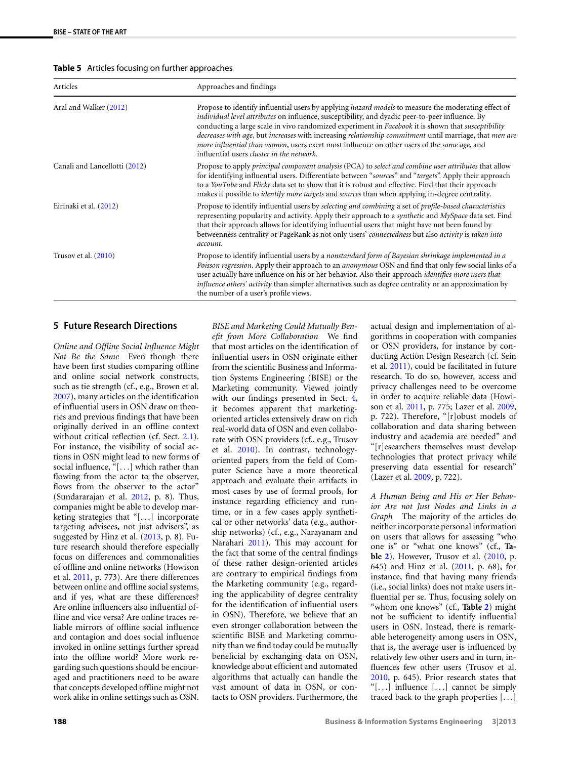**Table 5** Articles focusing on further approaches

| Articles | Approaches and findings |
|---|---|
| Aral and Walker (2012) | Propose to identify influential users by applying *hazard models* to measure the moderating effect of *individual level attributes* on influence, susceptibility, and dyadic peer-to-peer influence. By conducting a large scale in vivo randomized experiment in *Facebook* it is shown that *susceptibility decreases with age*, but *increases* with increasing *relationship commitment* until marriage, that *men are more influential than women*, users exert most influence on other users of the *same age*, and influential users *cluster in the network*. |
| Canali and Lancellotti (2012) | Propose to apply *principal component analysis* (PCA) to *select and combine user attributes* that allow for identifying influential users. Differentiate between "*sources*" and "*targets*". Apply their approach to a *YouTube* and *Flickr* data set to show that it is robust and effective. Find that their approach makes it possible to *identify more targets* and *sources* than when applying in-degree centrality. |
| Eirinaki et al. (2012) | Propose to identify influential users by *selecting and combining* a set of *profile-based characteristics* representing popularity and activity. Apply their approach to a *synthetic* and *MySpace* data set. Find that their approach allows for identifying influential users that might have not been found by betweenness centrality or PageRank as not only users' *connectedness* but also *activity* is *taken into account*. |
| Trusov et al. (2010) | Propose to identify influential users by a *nonstandard form of Bayesian shrinkage implemented in a Poisson regression*. Apply their approach to an *anonymous* OSN and find that only few social links of a user actually have influence on his or her behavior. Also their approach *identifies more users that influence others' activity* than simpler alternatives such as degree centrality or an approximation by the number of a user's profile views. |

## 5 Future Research Directions

*Online and Offline Social Influence Might Not Be the Same* Even though there have been first studies comparing offline and online social network constructs, such as tie strength (cf., e.g., Brown et al. 2007), many articles on the identification of influential users in OSN draw on theories and previous findings that have been originally derived in an offline context without critical reflection (cf. Sect. 2.1). For instance, the visibility of social actions in OSN might lead to new forms of social influence, "[...] which rather than flowing from the actor to the observer, flows from the observer to the actor" (Sundararajan et al. 2012, p. 8). Thus, companies might be able to develop marketing strategies that "[...] incorporate targeting advisees, not just advisers", as suggested by Hinz et al. (2013, p. 8). Future research should therefore especially focus on differences and commonalities of offline and online networks (Howison et al. 2011, p. 773). Are there differences between online and offline social systems, and if yes, what are these differences? Are online influencers also influential offline and vice versa? Are online traces reliable mirrors of offline social influence and contagion and does social influence invoked in online settings further spread into the offline world? More work regarding such questions should be encouraged and practitioners need to be aware that concepts developed offline might not work alike in online settings such as OSN.

*BISE and Marketing Could Mutually Benefit from More Collaboration* We find that most articles on the identification of influential users in OSN originate either from the scientific Business and Information Systems Engineering (BISE) or the Marketing community. Viewed jointly with our findings presented in Sect. 4, it becomes apparent that marketing-oriented articles extensively draw on rich real-world data of OSN and even collaborate with OSN providers (cf., e.g., Trusov et al. 2010). In contrast, technology-oriented papers from the field of Computer Science have a more theoretical approach and evaluate their artifacts in most cases by use of formal proofs, for instance regarding efficiency and runtime, or in a few cases apply synthetical or other networks' data (e.g., authorship networks) (cf., e.g., Narayanam and Narahari 2011). This may account for the fact that some of the central findings of these rather design-oriented articles are contrary to empirical findings from the Marketing community (e.g., regarding the applicability of degree centrality for the identification of influential users in OSN). Therefore, we believe that an even stronger collaboration between the scientific BISE and Marketing community than we find today could be mutually beneficial by exchanging data on OSN, knowledge about efficient and automated algorithms that actually can handle the vast amount of data in OSN, or contacts to OSN providers. Furthermore, the actual design and implementation of algorithms in cooperation with companies or OSN providers, for instance by conducting Action Design Research (cf. Sein et al. 2011), could be facilitated in future research. To do so, however, access and privacy challenges need to be overcome in order to acquire reliable data (Howison et al. 2011, p. 775; Lazer et al. 2009, p. 722). Therefore, "[r]obust models of collaboration and data sharing between industry and academia are needed" and "[r]esearchers themselves must develop technologies that protect privacy while preserving data essential for research" (Lazer et al. 2009, p. 722).

*A Human Being and His or Her Behavior Are not Just Nodes and Links in a Graph* The majority of the articles do neither incorporate personal information on users that allows for assessing "who one is" or "what one knows" (cf., **Table 2**). However, Trusov et al. (2010, p. 645) and Hinz et al. (2011, p. 68), for instance, find that having many friends (i.e., social links) does not make users influential per se. Thus, focusing solely on "whom one knows" (cf., **Table 2**) might not be sufficient to identify influential users in OSN. Instead, there is remarkable heterogeneity among users in OSN, that is, the average user is influenced by relatively few other users and in turn, influences few other users (Trusov et al. 2010, p. 645). Prior research states that "[...] influence [...] cannot be simply traced back to the graph properties [...]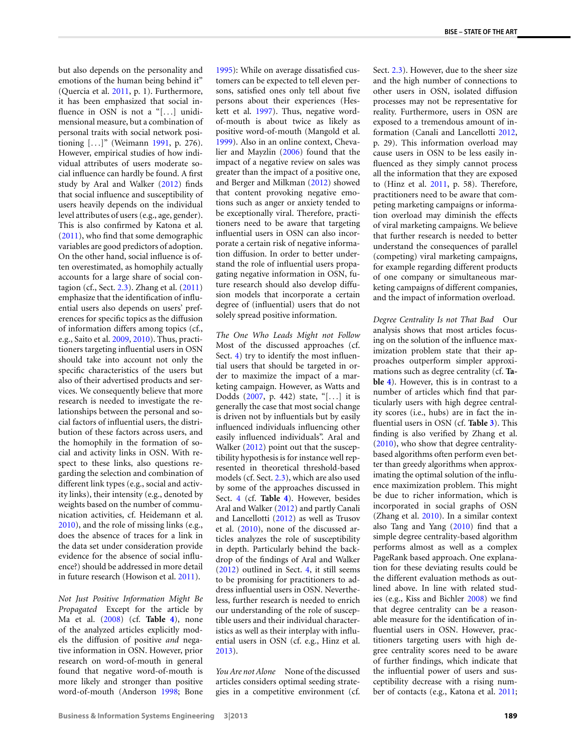but also depends on the personality and emotions of the human being behind it" (Quercia et al. 2011, p. 1). Furthermore, it has been emphasized that social influence in OSN is not a "[...] unidimensional measure, but a combination of personal traits with social network positioning [...]" (Weimann 1991, p. 276). However, empirical studies of how individual attributes of users moderate social influence can hardly be found. A first study by Aral and Walker (2012) finds that social influence and susceptibility of users heavily depends on the individual level attributes of users (e.g., age, gender). This is also confirmed by Katona et al. (2011), who find that some demographic variables are good predictors of adoption. On the other hand, social influence is often overestimated, as homophily actually accounts for a large share of social contagion (cf., Sect. 2.3). Zhang et al. (2011) emphasize that the identification of influential users also depends on users' preferences for specific topics as the diffusion of information differs among topics (cf., e.g., Saito et al. 2009, 2010). Thus, practitioners targeting influential users in OSN should take into account not only the specific characteristics of the users but also of their advertised products and services. We consequently believe that more research is needed to investigate the relationships between the personal and social factors of influential users, the distribution of these factors across users, and the homophily in the formation of social and activity links in OSN. With respect to these links, also questions regarding the selection and combination of different link types (e.g., social and activity links), their intensity (e.g., denoted by weights based on the number of communication activities, cf. Heidemann et al. 2010), and the role of missing links (e.g., does the absence of traces for a link in the data set under consideration provide evidence for the absence of social influence?) should be addressed in more detail in future research (Howison et al. 2011).

*Not Just Positive Information Might Be Propagated* Except for the article by Ma et al. (2008) (cf. **Table 4**), none of the analyzed articles explicitly models the diffusion of positive *and* negative information in OSN. However, prior research on word-of-mouth in general found that negative word-of-mouth is more likely and stronger than positive word-of-mouth (Anderson 1998; Bone 1995): While on average dissatisfied customers can be expected to tell eleven persons, satisfied ones only tell about five persons about their experiences (Heskett et al. 1997). Thus, negative word-of-mouth is about twice as likely as positive word-of-mouth (Mangold et al. 1999). Also in an online context, Chevalier and Mayzlin (2006) found that the impact of a negative review on sales was greater than the impact of a positive one, and Berger and Milkman (2012) showed that content provoking negative emotions such as anger or anxiety tended to be exceptionally viral. Therefore, practitioners need to be aware that targeting influential users in OSN can also incorporate a certain risk of negative information diffusion. In order to better understand the role of influential users propagating negative information in OSN, future research should also develop diffusion models that incorporate a certain degree of (influential) users that do not solely spread positive information.

*The One Who Leads Might not Follow* Most of the discussed approaches (cf. Sect. 4) try to identify the most influential users that should be targeted in order to maximize the impact of a marketing campaign. However, as Watts and Dodds (2007, p. 442) state, "[...] it is generally the case that most social change is driven not by influentials but by easily influenced individuals influencing other easily influenced individuals". Aral and Walker (2012) point out that the susceptibility hypothesis is for instance well represented in theoretical threshold-based models (cf. Sect. 2.3), which are also used by some of the approaches discussed in Sect. 4 (cf. **Table 4**). However, besides Aral and Walker (2012) and partly Canali and Lancellotti (2012) as well as Trusov et al. (2010), none of the discussed articles analyzes the role of susceptibility in depth. Particularly behind the backdrop of the findings of Aral and Walker (2012) outlined in Sect. 4, it still seems to be promising for practitioners to address influential users in OSN. Nevertheless, further research is needed to enrich our understanding of the role of susceptible users and their individual characteristics as well as their interplay with influential users in OSN (cf. e.g., Hinz et al. 2013).

*You Are not Alone* None of the discussed articles considers optimal seeding strategies in a competitive environment (cf. Sect. 2.3). However, due to the sheer size and the high number of connections to other users in OSN, isolated diffusion processes may not be representative for reality. Furthermore, users in OSN are exposed to a tremendous amount of information (Canali and Lancellotti 2012, p. 29). This information overload may cause users in OSN to be less easily influenced as they simply cannot process all the information that they are exposed to (Hinz et al. 2011, p. 58). Therefore, practitioners need to be aware that competing marketing campaigns or information overload may diminish the effects of viral marketing campaigns. We believe that further research is needed to better understand the consequences of parallel (competing) viral marketing campaigns, for example regarding different products of one company or simultaneous marketing campaigns of different companies, and the impact of information overload.

*Degree Centrality Is not That Bad* Our analysis shows that most articles focusing on the solution of the influence maximization problem state that their approaches outperform simpler approximations such as degree centrality (cf. **Table 4**). However, this is in contrast to a number of articles which find that particularly users with high degree centrality scores (i.e., hubs) are in fact the influential users in OSN (cf. **Table 3**). This finding is also verified by Zhang et al. (2010), who show that degree centrality-based algorithms often perform even better than greedy algorithms when approximating the optimal solution of the influence maximization problem. This might be due to richer information, which is incorporated in social graphs of OSN (Zhang et al. 2010). In a similar context also Tang and Yang (2010) find that a simple degree centrality-based algorithm performs almost as well as a complex PageRank based approach. One explanation for these deviating results could be the different evaluation methods as outlined above. In line with related studies (e.g., Kiss and Bichler 2008) we find that degree centrality can be a reasonable measure for the identification of influential users in OSN. However, practitioners targeting users with high degree centrality scores need to be aware of further findings, which indicate that the influential power of users and susceptibility decrease with a rising number of contacts (e.g., Katona et al. 2011;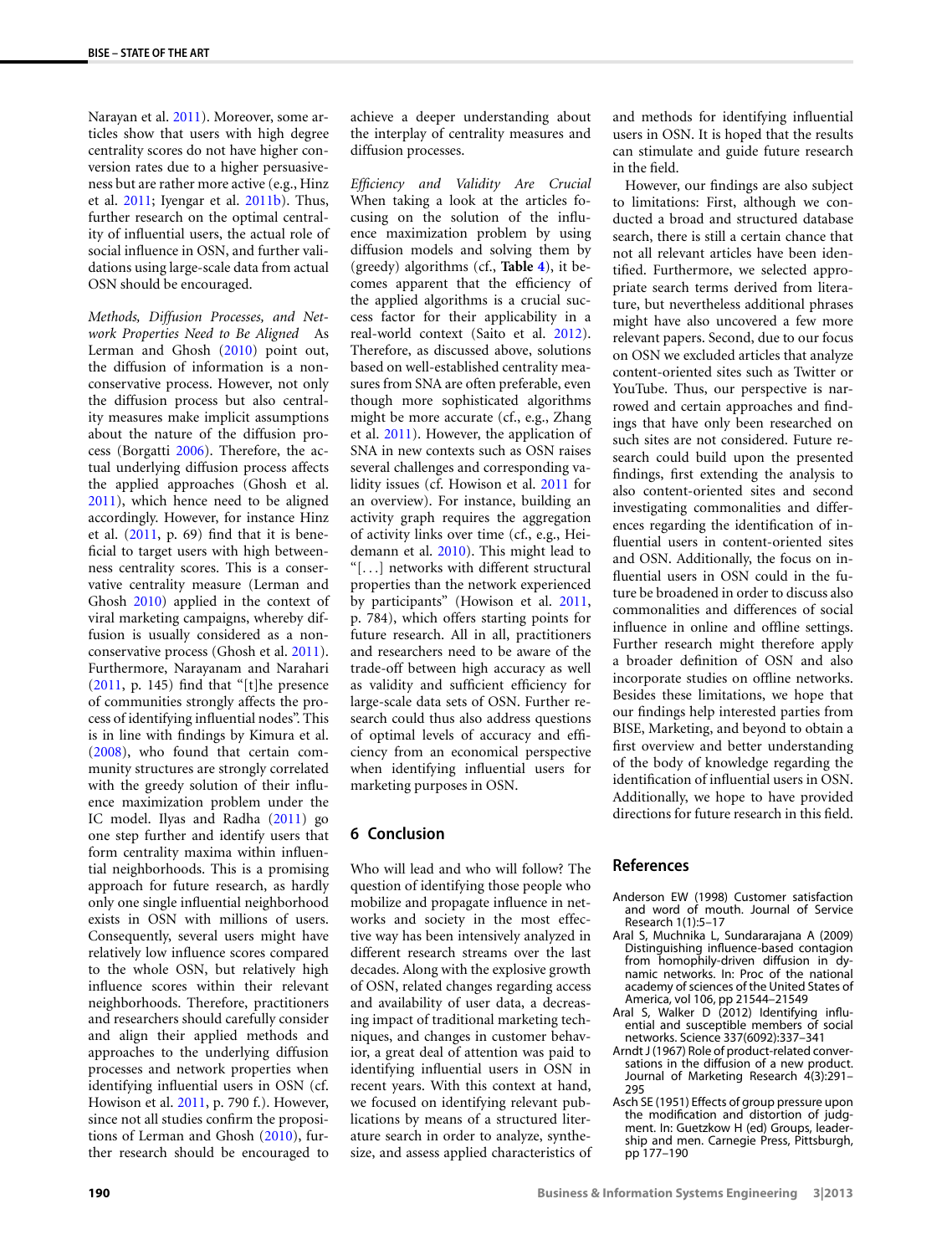Narayan et al. 2011). Moreover, some articles show that users with high degree centrality scores do not have higher conversion rates due to a higher persuasiveness but are rather more active (e.g., Hinz et al. 2011; Iyengar et al. 2011b). Thus, further research on the optimal centrality of influential users, the actual role of social influence in OSN, and further validations using large-scale data from actual OSN should be encouraged.

*Methods, Diffusion Processes, and Network Properties Need to Be Aligned* As Lerman and Ghosh (2010) point out, the diffusion of information is a nonconservative process. However, not only the diffusion process but also centrality measures make implicit assumptions about the nature of the diffusion process (Borgatti 2006). Therefore, the actual underlying diffusion process affects the applied approaches (Ghosh et al. 2011), which hence need to be aligned accordingly. However, for instance Hinz et al. (2011, p. 69) find that it is beneficial to target users with high betweenness centrality scores. This is a conservative centrality measure (Lerman and Ghosh 2010) applied in the context of viral marketing campaigns, whereby diffusion is usually considered as a nonconservative process (Ghosh et al. 2011). Furthermore, Narayanam and Narahari (2011, p. 145) find that "[t]he presence of communities strongly affects the process of identifying influential nodes". This is in line with findings by Kimura et al. (2008), who found that certain community structures are strongly correlated with the greedy solution of their influence maximization problem under the IC model. Ilyas and Radha (2011) go one step further and identify users that form centrality maxima within influential neighborhoods. This is a promising approach for future research, as hardly only one single influential neighborhood exists in OSN with millions of users. Consequently, several users might have relatively low influence scores compared to the whole OSN, but relatively high influence scores within their relevant neighborhoods. Therefore, practitioners and researchers should carefully consider and align their applied methods and approaches to the underlying diffusion processes and network properties when identifying influential users in OSN (cf. Howison et al. 2011, p. 790 f.). However, since not all studies confirm the propositions of Lerman and Ghosh (2010), further research should be encouraged to achieve a deeper understanding about the interplay of centrality measures and diffusion processes.

*Efficiency and Validity Are Crucial* When taking a look at the articles focusing on the solution of the influence maximization problem by using diffusion models and solving them by (greedy) algorithms (cf., **Table 4**), it becomes apparent that the efficiency of the applied algorithms is a crucial success factor for their applicability in a real-world context (Saito et al. 2012). Therefore, as discussed above, solutions based on well-established centrality measures from SNA are often preferable, even though more sophisticated algorithms might be more accurate (cf., e.g., Zhang et al. 2011). However, the application of SNA in new contexts such as OSN raises several challenges and corresponding validity issues (cf. Howison et al. 2011 for an overview). For instance, building an activity graph requires the aggregation of activity links over time (cf., e.g., Heidemann et al. 2010). This might lead to "[…] networks with different structural properties than the network experienced by participants" (Howison et al. 2011, p. 784), which offers starting points for future research. All in all, practitioners and researchers need to be aware of the trade-off between high accuracy as well as validity and sufficient efficiency for large-scale data sets of OSN. Further research could thus also address questions of optimal levels of accuracy and efficiency from an economical perspective when identifying influential users for marketing purposes in OSN.

## 6 Conclusion

Who will lead and who will follow? The question of identifying those people who mobilize and propagate influence in networks and society in the most effective way has been intensively analyzed in different research streams over the last decades. Along with the explosive growth of OSN, related changes regarding access and availability of user data, a decreasing impact of traditional marketing techniques, and changes in customer behavior, a great deal of attention was paid to identifying influential users in OSN in recent years. With this context at hand, we focused on identifying relevant publications by means of a structured literature search in order to analyze, synthesize, and assess applied characteristics of and methods for identifying influential users in OSN. It is hoped that the results can stimulate and guide future research in the field.

However, our findings are also subject to limitations: First, although we conducted a broad and structured database search, there is still a certain chance that not all relevant articles have been identified. Furthermore, we selected appropriate search terms derived from literature, but nevertheless additional phrases might have also uncovered a few more relevant papers. Second, due to our focus on OSN we excluded articles that analyze content-oriented sites such as Twitter or YouTube. Thus, our perspective is narrowed and certain approaches and findings that have only been researched on such sites are not considered. Future research could build upon the presented findings, first extending the analysis to also content-oriented sites and second investigating commonalities and differences regarding the identification of influential users in content-oriented sites and OSN. Additionally, the focus on influential users in OSN could in the future be broadened in order to discuss also commonalities and differences of social influence in online and offline settings. Further research might therefore apply a broader definition of OSN and also incorporate studies on offline networks. Besides these limitations, we hope that our findings help interested parties from BISE, Marketing, and beyond to obtain a first overview and better understanding of the body of knowledge regarding the identification of influential users in OSN. Additionally, we hope to have provided directions for future research in this field.

## References

Anderson EW (1998) Customer satisfaction and word of mouth. Journal of Service Research 1(1):5–17

Aral S, Muchnika L, Sundararajana A (2009) Distinguishing influence-based contagion from homophily-driven diffusion in dynamic networks. In: Proc of the national academy of sciences of the United States of America, vol 106, pp 21544–21549

Aral S, Walker D (2012) Identifying influential and susceptible members of social networks. Science 337(6092):337–341

Arndt J (1967) Role of product-related conversations in the diffusion of a new product. Journal of Marketing Research 4(3):291–295

Asch SE (1951) Effects of group pressure upon the modification and distortion of judgment. In: Guetzkow H (ed) Groups, leadership and men. Carnegie Press, Pittsburgh, pp 177–190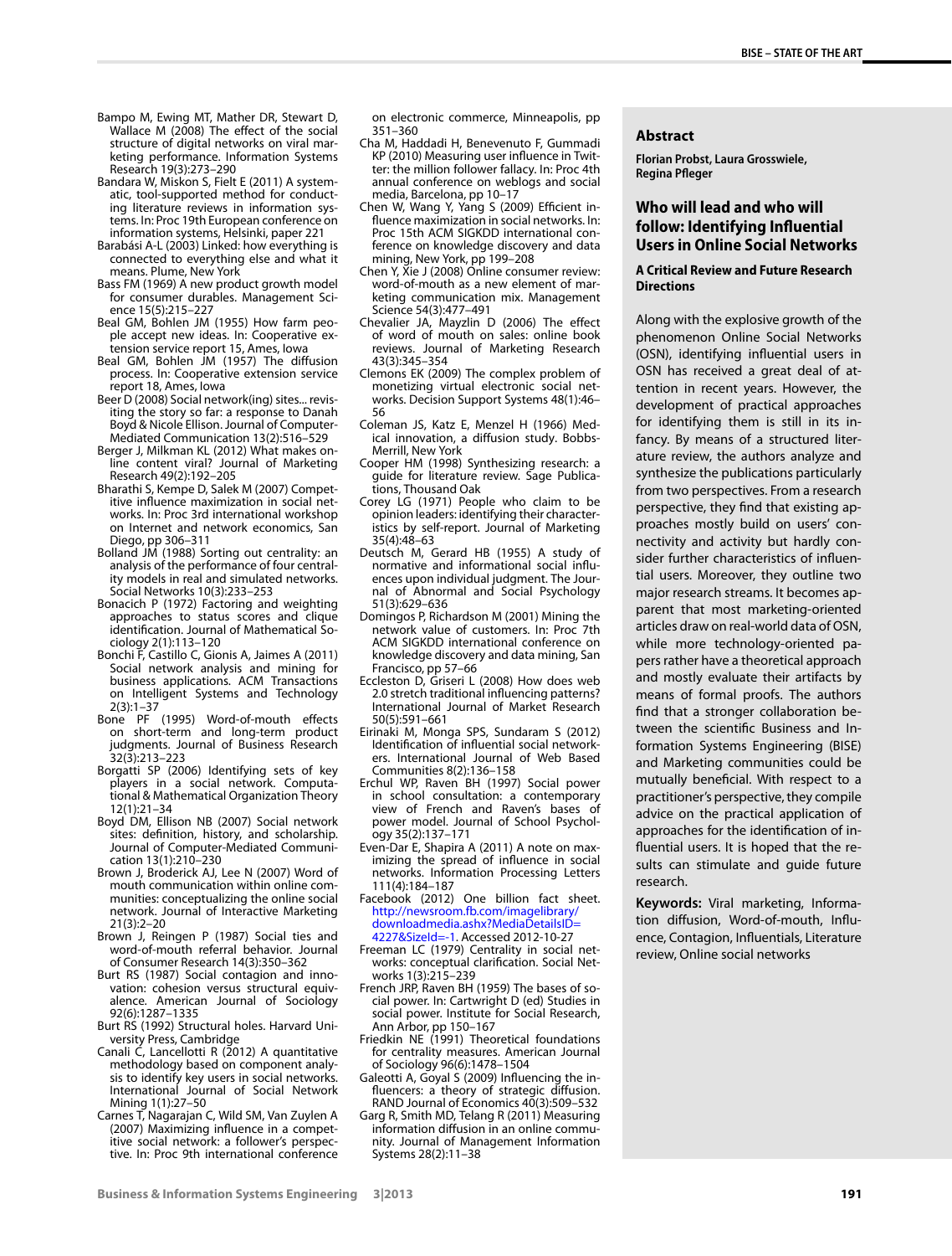Bampo M, Ewing MT, Mather DR, Stewart D, Wallace M (2008) The effect of the social structure of digital networks on viral marketing performance. Information Systems Research 19(3):273–290

Bandara W, Miskon S, Fielt E (2011) A systematic, tool-supported method for conducting literature reviews in information systems. In: Proc 19th European conference on information systems, Helsinki, paper 221

Barabási A-L (2003) Linked: how everything is connected to everything else and what it means. Plume, New York

Bass FM (1969) A new product growth model for consumer durables. Management Science 15(5):215–227

Beal GM, Bohlen JM (1955) How farm people accept new ideas. In: Cooperative extension service report 15, Ames, Iowa

Beal GM, Bohlen JM (1957) The diffusion process. In: Cooperative extension service report 18, Ames, Iowa

Beer D (2008) Social network(ing) sites... revisiting the story so far: a response to Danah Boyd & Nicole Ellison. Journal of Computer-Mediated Communication 13(2):516–529

Berger J, Milkman KL (2012) What makes online content viral? Journal of Marketing Research 49(2):192–205

Bharathi S, Kempe D, Salek M (2007) Competitive influence maximization in social networks. In: Proc 3rd international workshop on Internet and network economics, San Diego, pp 306–311

Bolland JM (1988) Sorting out centrality: an analysis of the performance of four centrality models in real and simulated networks. Social Networks 10(3):233–253

Bonacich P (1972) Factoring and weighting approaches to status scores and clique identification. Journal of Mathematical Sociology 2(1):113–120

Bonchi F, Castillo C, Gionis A, Jaimes A (2011) Social network analysis and mining for business applications. ACM Transactions on Intelligent Systems and Technology 2(3):1–37

Bone PF (1995) Word-of-mouth effects on short-term and long-term product judgments. Journal of Business Research 32(3):213–223

Borgatti SP (2006) Identifying sets of key players in a social network. Computational & Mathematical Organization Theory 12(1):21–34

Boyd DM, Ellison NB (2007) Social network sites: definition, history, and scholarship. Journal of Computer-Mediated Communication 13(1):210–230

Brown J, Broderick AJ, Lee N (2007) Word of mouth communication within online communities: conceptualizing the online social network. Journal of Interactive Marketing 21(3):2–20

Brown J, Reingen P (1987) Social ties and word-of-mouth referral behavior. Journal of Consumer Research 14(3):350–362

Burt RS (1987) Social contagion and innovation: cohesion versus structural equivalence. American Journal of Sociology 92(6):1287–1335

Burt RS (1992) Structural holes. Harvard University Press, Cambridge

Canali C, Lancellotti R (2012) A quantitative methodology based on component analysis to identify key users in social networks. International Journal of Social Network Mining 1(1):27–50

Carnes T, Nagarajan C, Wild SM, Van Zuylen A (2007) Maximizing influence in a competitive social network: a follower's perspective. In: Proc 9th international conference on electronic commerce, Minneapolis, pp 351–360

Cha M, Haddadi H, Benevenuto F, Gummadi KP (2010) Measuring user influence in Twitter: the million follower fallacy. In: Proc 4th annual conference on weblogs and social media, Barcelona, pp 10–17

Chen W, Wang Y, Yang S (2009) Efficient influence maximization in social networks. In: Proc 15th ACM SIGKDD international conference on knowledge discovery and data mining, New York, pp 199–208

Chen Y, Xie J (2008) Online consumer review: word-of-mouth as a new element of marketing communication mix. Management Science 54(3):477–491

Chevalier JA, Mayzlin D (2006) The effect of word of mouth on sales: online book reviews. Journal of Marketing Research 43(3):345–354

Clemons EK (2009) The complex problem of monetizing virtual electronic social networks. Decision Support Systems 48(1):46–56

Coleman JS, Katz E, Menzel H (1966) Medical innovation, a diffusion study. Bobbs-Merrill, New York

Cooper HM (1998) Synthesizing research: a guide for literature review. Sage Publications, Thousand Oak

Corey LG (1971) People who claim to be opinion leaders: identifying their characteristics by self-report. Journal of Marketing 35(4):48–63

Deutsch M, Gerard HB (1955) A study of normative and informational social influences upon individual judgment. The Journal of Abnormal and Social Psychology 51(3):629–636

Domingos P, Richardson M (2001) Mining the network value of customers. In: Proc 7th ACM SIGKDD international conference on knowledge discovery and data mining, San Francisco, pp 57–66

Eccleston D, Griseri L (2008) How does web 2.0 stretch traditional influencing patterns? International Journal of Market Research 50(5):591–661

Eirinaki M, Monga SPS, Sundaram S (2012) Identification of influential social networkers. International Journal of Web Based Communities 8(2):136–158

Erchul WP, Raven BH (1997) Social power in school consultation: a contemporary view of French and Raven's bases of power model. Journal of School Psychology 35(2):137–171

Even-Dar E, Shapira A (2011) A note on maximizing the spread of influence in social networks. Information Processing Letters 111(4):184–187

Facebook (2012) One billion fact sheet. http://newsroom.fb.com/imagelibrary/downloadmedia.ashx?MediaDetailsID=4227&SizeId=-1. Accessed 2012-10-27

Freeman LC (1979) Centrality in social networks: conceptual clarification. Social Networks 1(3):215–239

French JRP, Raven BH (1959) The bases of social power. In: Cartwright D (ed) Studies in social power. Institute for Social Research, Ann Arbor, pp 150–167

Friedkin NE (1991) Theoretical foundations for centrality measures. American Journal of Sociology 96(6):1478–1504

Galeotti A, Goyal S (2009) Influencing the influencers: a theory of strategic diffusion. RAND Journal of Economics 40(3):509–532

Garg R, Smith MD, Telang R (2011) Measuring information diffusion in an online community. Journal of Management Information Systems 28(2):11–38

## Abstract

**Florian Probst, Laura Grosswiele, Regina Pfleger**

### Who will lead and who will follow: Identifying Influential Users in Online Social Networks

**A Critical Review and Future Research Directions**

Along with the explosive growth of the phenomenon Online Social Networks (OSN), identifying influential users in OSN has received a great deal of attention in recent years. However, the development of practical approaches for identifying them is still in its infancy. By means of a structured literature review, the authors analyze and synthesize the publications particularly from two perspectives. From a research perspective, they find that existing approaches mostly build on users' connectivity and activity but hardly consider further characteristics of influential users. Moreover, they outline two major research streams. It becomes apparent that most marketing-oriented articles draw on real-world data of OSN, while more technology-oriented papers rather have a theoretical approach and mostly evaluate their artifacts by means of formal proofs. The authors find that a stronger collaboration between the scientific Business and Information Systems Engineering (BISE) and Marketing communities could be mutually beneficial. With respect to a practitioner's perspective, they compile advice on the practical application of approaches for the identification of influential users. It is hoped that the results can stimulate and guide future research.

**Keywords:** Viral marketing, Information diffusion, Word-of-mouth, Influence, Contagion, Influentials, Literature review, Online social networks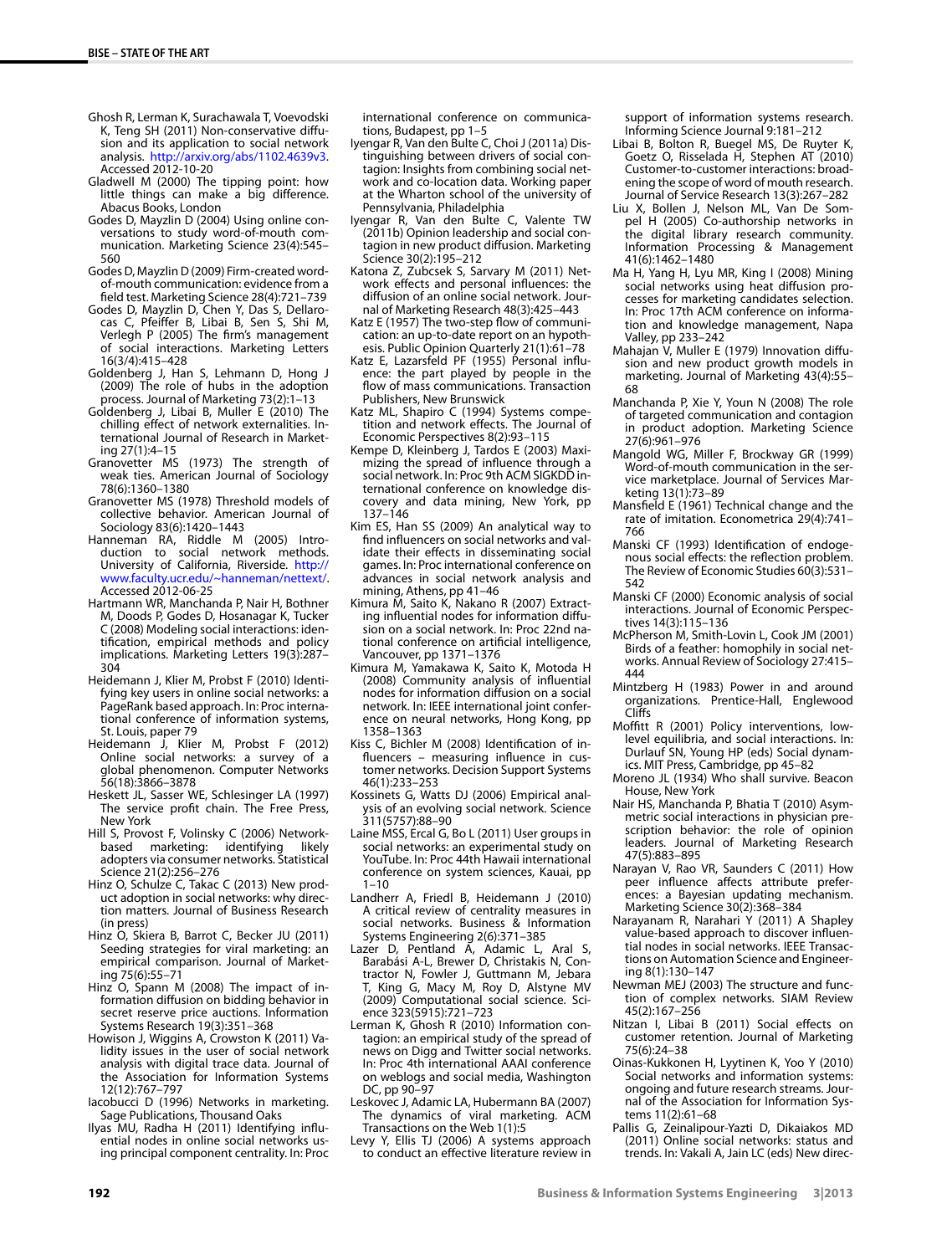Ghosh R, Lerman K, Surachawala T, Voevodski K, Teng SH (2011) Non-conservative diffusion and its application to social network analysis. http://arxiv.org/abs/1102.4639v3. Accessed 2012-10-20

Gladwell M (2000) The tipping point: how little things can make a big difference. Abacus Books, London

Godes D, Mayzlin D (2004) Using online conversations to study word-of-mouth communication. Marketing Science 23(4):545–560

Godes D, Mayzlin D (2009) Firm-created word-of-mouth communication: evidence from a field test. Marketing Science 28(4):721–739

Godes D, Mayzlin D, Chen Y, Das S, Dellarocas C, Pfeiffer B, Libai B, Sen S, Shi M, Verlegh P (2005) The firm's management of social interactions. Marketing Letters 16(3/4):415–428

Goldenberg J, Han S, Lehmann D, Hong J (2009) The role of hubs in the adoption process. Journal of Marketing 73(2):1–13

Goldenberg J, Libai B, Muller E (2010) The chilling effect of network externalities. International Journal of Research in Marketing 27(1):4–15

Granovetter MS (1973) The strength of weak ties. American Journal of Sociology 78(6):1360–1380

Granovetter MS (1978) Threshold models of collective behavior. American Journal of Sociology 83(6):1420–1443

Hanneman RA, Riddle M (2005) Introduction to social network methods. University of California, Riverside. http://www.faculty.ucr.edu/~hanneman/nettext/. Accessed 2012-06-25

Hartmann WR, Manchanda P, Nair H, Bothner M, Doods P, Godes D, Hosanagar K, Tucker C (2008) Modeling social interactions: identification, empirical methods and policy implications. Marketing Letters 19(3):287–304

Heidemann J, Klier M, Probst F (2010) Identifying key users in online social networks: a PageRank based approach. In: Proc international conference of information systems, St. Louis, paper 79

Heidemann J, Klier M, Probst F (2012) Online social networks: a survey of a global phenomenon. Computer Networks 56(18):3866–3878

Heskett JL, Sasser WE, Schlesinger LA (1997) The service profit chain. The Free Press, New York

Hill S, Provost F, Volinsky C (2006) Network-based marketing: identifying likely adopters via consumer networks. Statistical Science 21(2):256–276

Hinz O, Schulze C, Takac C (2013) New product adoption in social networks: why direction matters. Journal of Business Research (in press)

Hinz O, Skiera B, Barrot C, Becker JU (2011) Seeding strategies for viral marketing: an empirical comparison. Journal of Marketing 75(6):55–71

Hinz O, Spann M (2008) The impact of information diffusion on bidding behavior in secret reserve price auctions. Information Systems Research 19(3):351–368

Howison J, Wiggins A, Crowston K (2011) Validity issues in the user of social network analysis with digital trace data. Journal of the Association for Information Systems 12(12):767–797

Iacobucci D (1996) Networks in marketing. Sage Publications, Thousand Oaks

Ilyas MU, Radha H (2011) Identifying influential nodes in online social networks using principal component centrality. In: Proc international conference on communications, Budapest, pp 1–5

Iyengar R, Van den Bulte C, Choi J (2011a) Distinguishing between drivers of social contagion: Insights from combining social network and co-location data. Working paper at the Wharton school of the university of Pennsylvania, Philadelphia

Iyengar R, Van den Bulte C, Valente TW (2011b) Opinion leadership and social contagion in new product diffusion. Marketing Science 30(2):195–212

Katona Z, Zubcsek S, Sarvary M (2011) Network effects and personal influences: the diffusion of an online social network. Journal of Marketing Research 48(3):425–443

Katz E (1957) The two-step flow of communication: an up-to-date report on an hypothesis. Public Opinion Quarterly 21(1):61–78

Katz E, Lazarsfeld PF (1955) Personal influence: the part played by people in the flow of mass communications. Transaction Publishers, New Brunswick

Katz ML, Shapiro C (1994) Systems competition and network effects. The Journal of Economic Perspectives 8(2):93–115

Kempe D, Kleinberg J, Tardos E (2003) Maximizing the spread of influence through a social network. In: Proc 9th ACM SIGKDD international conference on knowledge discovery and data mining, New York, pp 137–146

Kim ES, Han SS (2009) An analytical way to find influencers on social networks and validate their effects in disseminating social games. In: Proc international conference on advances in social network analysis and mining, Athens, pp 41–46

Kimura M, Saito K, Nakano R (2007) Extracting influential nodes for information diffusion on a social network. In: Proc 22nd national conference on artificial intelligence, Vancouver, pp 1371–1376

Kimura M, Yamakawa K, Saito K, Motoda H (2008) Community analysis of influential nodes for information diffusion on a social network. In: IEEE international joint conference on neural networks, Hong Kong, pp 1358–1363

Kiss C, Bichler M (2008) Identification of influencers – measuring influence in customer networks. Decision Support Systems 46(1):233–253

Kossinets G, Watts DJ (2006) Empirical analysis of an evolving social network. Science 311(5757):88–90

Laine MSS, Ercal G, Bo L (2011) User groups in social networks: an experimental study on YouTube. In: Proc 44th Hawaii international conference on system sciences, Kauai, pp 1–10

Landherr A, Friedl B, Heidemann J (2010) A critical review of centrality measures in social networks. Business & Information Systems Engineering 2(6):371–385

Lazer D, Pentland A, Adamic L, Aral S, Barabási A-L, Brewer D, Christakis N, Contractor N, Fowler J, Guttmann M, Jebara T, King G, Macy M, Roy D, Alstyne MV (2009) Computational social science. Science 323(5915):721–723

Lerman K, Ghosh R (2010) Information contagion: an empirical study of the spread of news on Digg and Twitter social networks. In: Proc 4th international AAAI conference on weblogs and social media, Washington DC, pp 90–97

Leskovec J, Adamic LA, Hubermann BA (2007) The dynamics of viral marketing. ACM Transactions on the Web 1(1):5

Levy Y, Ellis TJ (2006) A systems approach to conduct an effective literature review in support of information systems research. Informing Science Journal 9:181–212

Libai B, Bolton R, Buegel MS, De Ruyter K, Goetz O, Risselada H, Stephen AT (2010) Customer-to-customer interactions: broadening the scope of word of mouth research. Journal of Service Research 13(3):267–282

Liu X, Bollen J, Nelson ML, Van De Sompel H (2005) Co-authorship networks in the digital library research community. Information Processing & Management 41(6):1462–1480

Ma H, Yang H, Lyu MR, King I (2008) Mining social networks using heat diffusion processes for marketing candidates selection. In: Proc 17th ACM conference on information and knowledge management, Napa Valley, pp 233–242

Mahajan V, Muller E (1979) Innovation diffusion and new product growth models in marketing. Journal of Marketing 43(4):55–68

Manchanda P, Xie Y, Youn N (2008) The role of targeted communication and contagion in product adoption. Marketing Science 27(6):961–976

Mangold WG, Miller F, Brockway GR (1999) Word-of-mouth communication in the service marketplace. Journal of Services Marketing 13(1):73–89

Mansfield E (1961) Technical change and the rate of imitation. Econometrica 29(4):741–766

Manski CF (1993) Identification of endogenous social effects: the reflection problem. The Review of Economic Studies 60(3):531–542

Manski CF (2000) Economic analysis of social interactions. Journal of Economic Perspectives 14(3):115–136

McPherson M, Smith-Lovin L, Cook JM (2001) Birds of a feather: homophily in social networks. Annual Review of Sociology 27:415–444

Mintzberg H (1983) Power in and around organizations. Prentice-Hall, Englewood Cliffs

Moffitt R (2001) Policy interventions, low-level equilibria, and social interactions. In: Durlauf SN, Young HP (eds) Social dynamics. MIT Press, Cambridge, pp 45–82

Moreno JL (1934) Who shall survive. Beacon House, New York

Nair HS, Manchanda P, Bhatia T (2010) Asymmetric social interactions in physician prescription behavior: the role of opinion leaders. Journal of Marketing Research 47(5):883–895

Narayan V, Rao VR, Saunders C (2011) How peer influence affects attribute preferences: a Bayesian updating mechanism. Marketing Science 30(2):368–384

Narayanam R, Narahari Y (2011) A Shapley value-based approach to discover influential nodes in social networks. IEEE Transactions on Automation Science and Engineering 8(1):130–147

Newman MEJ (2003) The structure and function of complex networks. SIAM Review 45(2):167–256

Nitzan I, Libai B (2011) Social effects on customer retention. Journal of Marketing 75(6):24–38

Oinas-Kukkonen H, Lyytinen K, Yoo Y (2010) Social networks and information systems: ongoing and future research streams. Journal of the Association for Information Systems 11(2):61–68

Pallis G, Zeinalipour-Yazti D, Dikaiakos MD (2011) Online social networks: status and trends. In: Vakali A, Jain LC (eds) New direc-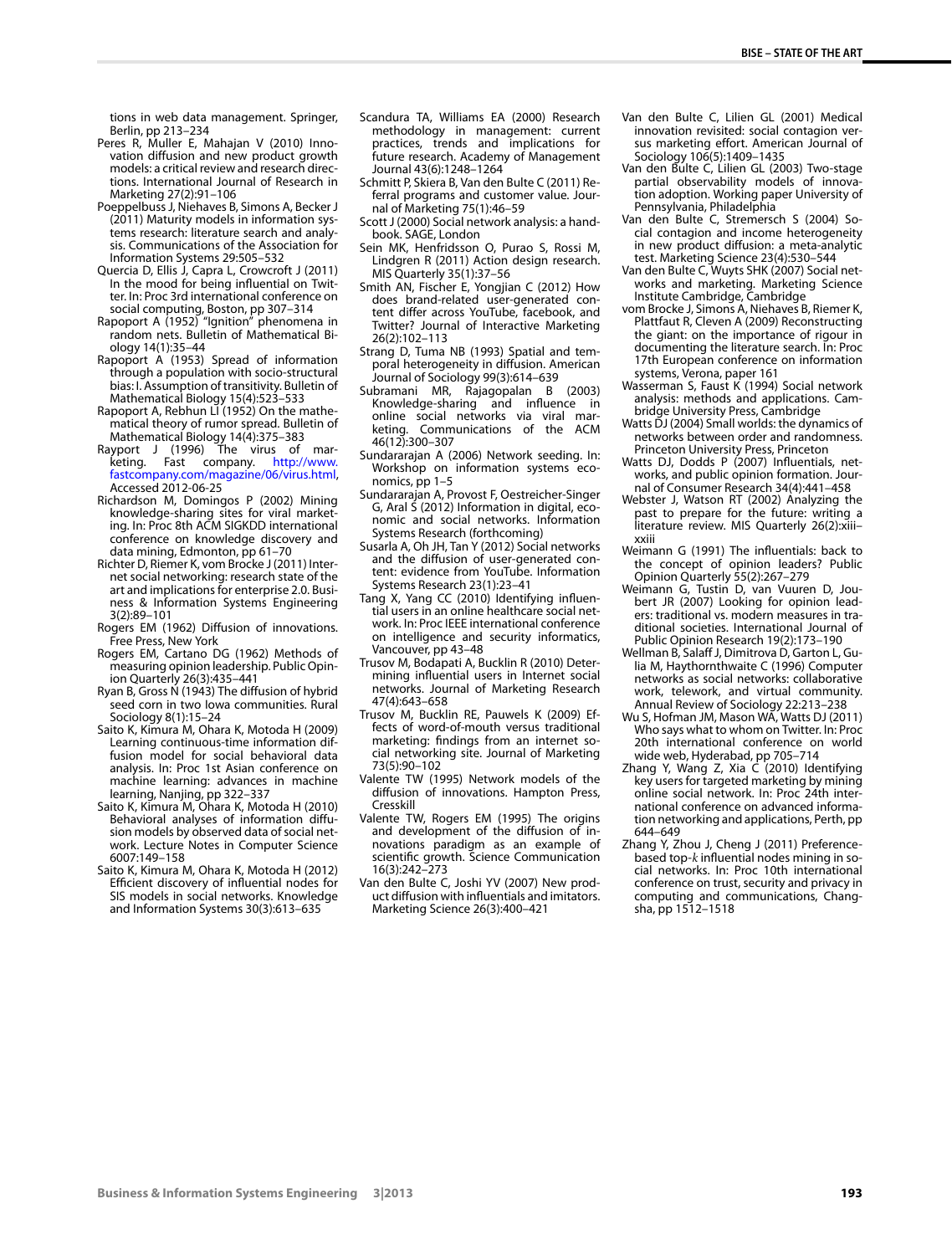tions in web data management. Springer, Berlin, pp 213–234

Peres R, Muller E, Mahajan V (2010) Innovation diffusion and new product growth models: a critical review and research directions. International Journal of Research in Marketing 27(2):91–106

Poeppelbuss J, Niehaves B, Simons A, Becker J (2011) Maturity models in information systems research: literature search and analysis. Communications of the Association for Information Systems 29:505–532

Quercia D, Ellis J, Capra L, Crowcroft J (2011) In the mood for being influential on Twitter. In: Proc 3rd international conference on social computing, Boston, pp 307–314

Rapoport A (1952) "Ignition" phenomena in random nets. Bulletin of Mathematical Biology 14(1):35–44

Rapoport A (1953) Spread of information through a population with socio-structural bias: I. Assumption of transitivity. Bulletin of Mathematical Biology 15(4):523–533

Rapoport A, Rebhun LI (1952) On the mathematical theory of rumor spread. Bulletin of Mathematical Biology 14(4):375–383

Rayport J (1996) The virus of marketing. Fast company. http://www.fastcompany.com/magazine/06/virus.html, Accessed 2012-06-25

Richardson M, Domingos P (2002) Mining knowledge-sharing sites for viral marketing. In: Proc 8th ACM SIGKDD international conference on knowledge discovery and data mining, Edmonton, pp 61–70

Richter D, Riemer K, vom Brocke J (2011) Internet social networking: research state of the art and implications for enterprise 2.0. Business & Information Systems Engineering 3(2):89–101

Rogers EM (1962) Diffusion of innovations. Free Press, New York

Rogers EM, Cartano DG (1962) Methods of measuring opinion leadership. Public Opinion Quarterly 26(3):435–441

Ryan B, Gross N (1943) The diffusion of hybrid seed corn in two Iowa communities. Rural Sociology 8(1):15–24

Saito K, Kimura M, Ohara K, Motoda H (2009) Learning continuous-time information diffusion model for social behavioral data analysis. In: Proc 1st Asian conference on machine learning: advances in machine learning, Nanjing, pp 322–337

Saito K, Kimura M, Ohara K, Motoda H (2010) Behavioral analyses of information diffusion models by observed data of social network. Lecture Notes in Computer Science 6007:149–158

Saito K, Kimura M, Ohara K, Motoda H (2012) Efficient discovery of influential nodes for SIS models in social networks. Knowledge and Information Systems 30(3):613–635

Scandura TA, Williams EA (2000) Research methodology in management: current practices, trends and implications for future research. Academy of Management Journal 43(6):1248–1264

Schmitt P, Skiera B, Van den Bulte C (2011) Referral programs and customer value. Journal of Marketing 75(1):46–59

Scott J (2000) Social network analysis: a handbook. SAGE, London

Sein MK, Henfridsson O, Purao S, Rossi M, Lindgren R (2011) Action design research. MIS Quarterly 35(1):37–56

Smith AN, Fischer E, Yongjian C (2012) How does brand-related user-generated content differ across YouTube, facebook, and Twitter? Journal of Interactive Marketing 26(2):102–113

Strang D, Tuma NB (1993) Spatial and temporal heterogeneity in diffusion. American Journal of Sociology 99(3):614–639

Subramani MR, Rajagopalan B (2003) Knowledge-sharing and influence in online social networks via viral marketing. Communications of the ACM 46(12):300–307

Sundararajan A (2006) Network seeding. In: Workshop on information systems economics, pp 1–5

Sundararajan A, Provost F, Oestreicher-Singer G, Aral S (2012) Information in digital, economic and social networks. Information Systems Research (forthcoming)

Susarla A, Oh JH, Tan Y (2012) Social networks and the diffusion of user-generated content: evidence from YouTube. Information Systems Research 23(1):23–41

Tang X, Yang CC (2010) Identifying influential users in an online healthcare social network. In: Proc IEEE international conference on intelligence and security informatics, Vancouver, pp 43–48

Trusov M, Bodapati A, Bucklin R (2010) Determining influential users in Internet social networks. Journal of Marketing Research 47(4):643–658

Trusov M, Bucklin RE, Pauwels K (2009) Effects of word-of-mouth versus traditional marketing: findings from an internet social networking site. Journal of Marketing 73(5):90–102

Valente TW (1995) Network models of the diffusion of innovations. Hampton Press, Cresskill

Valente TW, Rogers EM (1995) The origins and development of the diffusion of innovations paradigm as an example of scientific growth. Science Communication 16(3):242–273

Van den Bulte C, Joshi YV (2007) New product diffusion with influentials and imitators. Marketing Science 26(3):400–421

Van den Bulte C, Lilien GL (2001) Medical innovation revisited: social contagion versus marketing effort. American Journal of Sociology 106(5):1409–1435

Van den Bulte C, Lilien GL (2003) Two-stage partial observability models of innovation adoption. Working paper University of Pennsylvania, Philadelphia

Van den Bulte C, Stremersch S (2004) Social contagion and income heterogeneity in new product diffusion: a meta-analytic test. Marketing Science 23(4):530–544

Van den Bulte C, Wuyts SHK (2007) Social networks and marketing. Marketing Science Institute Cambridge, Cambridge

vom Brocke J, Simons A, Niehaves B, Riemer K, Plattfaut R, Cleven A (2009) Reconstructing the giant: on the importance of rigour in documenting the literature search. In: Proc 17th European conference on information systems, Verona, paper 161

Wasserman S, Faust K (1994) Social network analysis: methods and applications. Cambridge University Press, Cambridge

Watts DJ (2004) Small worlds: the dynamics of networks between order and randomness. Princeton University Press, Princeton

Watts DJ, Dodds P (2007) Influentials, networks, and public opinion formation. Journal of Consumer Research 34(4):441–458

Webster J, Watson RT (2002) Analyzing the past to prepare for the future: writing a literature review. MIS Quarterly 26(2):xiii–xxiii

Weimann G (1991) The influentials: back to the concept of opinion leaders? Public Opinion Quarterly 55(2):267–279

Weimann G, Tustin D, van Vuuren D, Joubert JR (2007) Looking for opinion leaders: traditional vs. modern measures in traditional societies. International Journal of Public Opinion Research 19(2):173–190

Wellman B, Salaff J, Dimitrova D, Garton L, Gulia M, Haythornthwaite C (1996) Computer networks as social networks: collaborative work, telework, and virtual community. Annual Review of Sociology 22:213–238

Wu S, Hofman JM, Mason WA, Watts DJ (2011) Who says what to whom on Twitter. In: Proc 20th international conference on world wide web, Hyderabad, pp 705–714

Zhang Y, Wang Z, Xia C (2010) Identifying key users for targeted marketing by mining online social network. In: Proc 24th international conference on advanced information networking and applications, Perth, pp 644–649

Zhang Y, Zhou J, Cheng J (2011) Preference-based top-$k$ influential nodes mining in social networks. In: Proc 10th international conference on trust, security and privacy in computing and communications, Changsha, pp 1512–1518